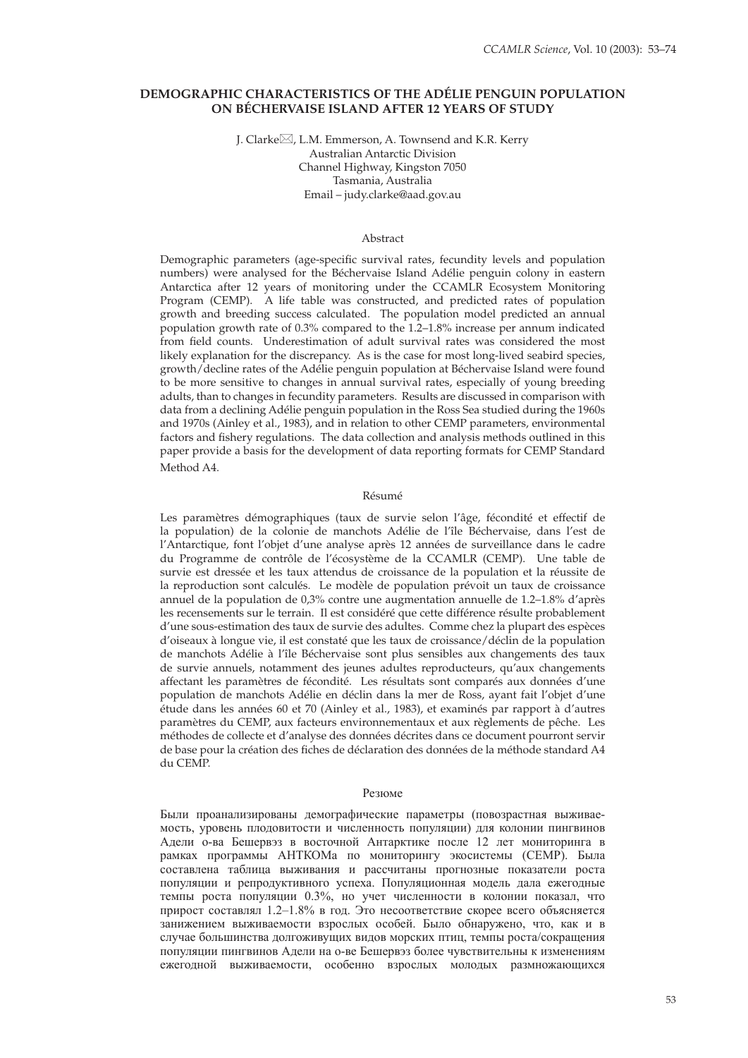# DEMOGRAPHIC CHARACTERISTICS OF THE ADÉLIE PENGUIN POPULATION ON BÉCHERVAISE ISLAND AFTER 12 YEARS OF STUDY

J. Clarke✉, L.M. Emmerson, A. Townsend and K.R. Kerry
Australian Antarctic Division
Channel Highway, Kingston 7050
Tasmania, Australia
Email – judy.clarke@aad.gov.au

## Abstract

Demographic parameters (age-specific survival rates, fecundity levels and population numbers) were analysed for the Béchervaise Island Adélie penguin colony in eastern Antarctica after 12 years of monitoring under the CCAMLR Ecosystem Monitoring Program (CEMP). A life table was constructed, and predicted rates of population growth and breeding success calculated. The population model predicted an annual population growth rate of 0.3% compared to the 1.2–1.8% increase per annum indicated from field counts. Underestimation of adult survival rates was considered the most likely explanation for the discrepancy. As is the case for most long-lived seabird species, growth/decline rates of the Adélie penguin population at Béchervaise Island were found to be more sensitive to changes in annual survival rates, especially of young breeding adults, than to changes in fecundity parameters. Results are discussed in comparison with data from a declining Adélie penguin population in the Ross Sea studied during the 1960s and 1970s (Ainley et al., 1983), and in relation to other CEMP parameters, environmental factors and fishery regulations. The data collection and analysis methods outlined in this paper provide a basis for the development of data reporting formats for CEMP Standard Method A4.

## Résumé

Les paramètres démographiques (taux de survie selon l'âge, fécondité et effectif de la population) de la colonie de manchots Adélie de l'île Béchervaise, dans l'est de l'Antarctique, font l'objet d'une analyse après 12 années de surveillance dans le cadre du Programme de contrôle de l'écosystème de la CCAMLR (CEMP). Une table de survie est dressée et les taux attendus de croissance de la population et la réussite de la reproduction sont calculés. Le modèle de population prévoit un taux de croissance annuel de la population de 0,3% contre une augmentation annuelle de 1.2–1.8% d'après les recensements sur le terrain. Il est considéré que cette différence résulte probablement d'une sous-estimation des taux de survie des adultes. Comme chez la plupart des espèces d'oiseaux à longue vie, il est constaté que les taux de croissance/déclin de la population de manchots Adélie à l'île Béchervaise sont plus sensibles aux changements des taux de survie annuels, notamment des jeunes adultes reproducteurs, qu'aux changements affectant les paramètres de fécondité. Les résultats sont comparés aux données d'une population de manchots Adélie en déclin dans la mer de Ross, ayant fait l'objet d'une étude dans les années 60 et 70 (Ainley et al., 1983), et examinés par rapport à d'autres paramètres du CEMP, aux facteurs environnementaux et aux règlements de pêche. Les méthodes de collecte et d'analyse des données décrites dans ce document pourront servir de base pour la création des fiches de déclaration des données de la méthode standard A4 du CEMP.

## Резюме

Были проанализированы демографические параметры (повозрастная выживаемость, уровень плодовитости и численность популяции) для колонии пингвинов Адели о-ва Бешервэз в восточной Антарктике после 12 лет мониторинга в рамках программы АНТКОМа по мониторингу экосистемы (CEMP). Была составлена таблица выживания и рассчитаны прогнозные показатели роста популяции и репродуктивного успеха. Популяционная модель дала ежегодные темпы роста популяции 0.3%, но учет численности в колонии показал, что прирост составлял 1.2–1.8% в год. Это несоответствие скорее всего объясняется занижением выживаемости взрослых особей. Было обнаружено, что, как и в случае большинства долгоживущих видов морских птиц, темпы роста/сокращения популяции пингвинов Адели на о-ве Бешервэз более чувствительны к изменениям ежегодной выживаемости, особенно взрослых молодых размножающихся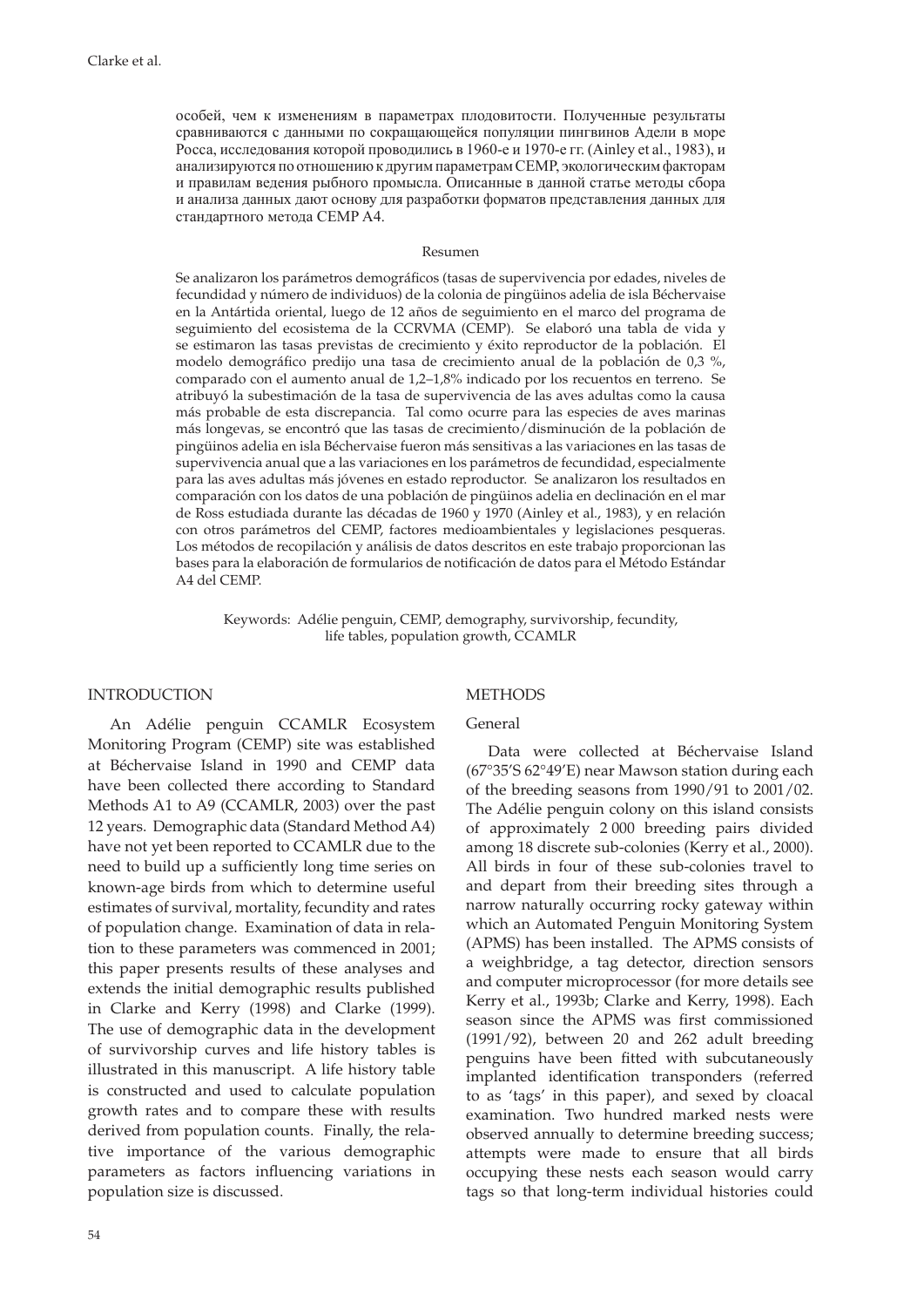особей, чем к изменениям в параметрах плодовитости. Полученные результаты сравниваются с данными по сокращающейся популяции пингвинов Адели в море Росса, исследования которой проводились в 1960-е и 1970-е гг. (Ainley et al., 1983), и анализируются по отношению к другим параметрам СЕМР, экологическим факторам и правилам ведения рыбного промысла. Описанные в данной статье методы сбора и анализа данных дают основу для разработки форматов представления данных для стандартного метода СЕМР А4.

### Resumen

Se analizaron los parámetros demográficos (tasas de supervivencia por edades, niveles de fecundidad y número de individuos) de la colonia de pingüinos adelia de isla Béchervaise en la Antártida oriental, luego de 12 años de seguimiento en el marco del programa de seguimiento del ecosistema de la CCRVMA (CEMP). Se elaboró una tabla de vida y se estimaron las tasas previstas de crecimiento y éxito reproductor de la población. El modelo demográfico predijo una tasa de crecimiento anual de la población de 0,3 %, comparado con el aumento anual de 1,2–1,8% indicado por los recuentos en terreno. Se atribuyó la subestimación de la tasa de supervivencia de las aves adultas como la causa más probable de esta discrepancia. Tal como ocurre para las especies de aves marinas más longevas, se encontró que las tasas de crecimiento/disminución de la población de pingüinos adelia en isla Béchervaise fueron más sensitivas a las variaciones en las tasas de supervivencia anual que a las variaciones en los parámetros de fecundidad, especialmente para las aves adultas más jóvenes en estado reproductor. Se analizaron los resultados en comparación con los datos de una población de pingüinos adelia en declinación en el mar de Ross estudiada durante las décadas de 1960 y 1970 (Ainley et al., 1983), y en relación con otros parámetros del CEMP, factores medioambientales y legislaciones pesqueras. Los métodos de recopilación y análisis de datos descritos en este trabajo proporcionan las bases para la elaboración de formularios de notificación de datos para el Método Estándar A4 del CEMP.

Keywords: Adélie penguin, CEMP, demography, survivorship, fecundity, life tables, population growth, CCAMLR

## INTRODUCTION

An Adélie penguin CCAMLR Ecosystem Monitoring Program (CEMP) site was established at Béchervaise Island in 1990 and CEMP data have been collected there according to Standard Methods A1 to A9 (CCAMLR, 2003) over the past 12 years. Demographic data (Standard Method A4) have not yet been reported to CCAMLR due to the need to build up a sufficiently long time series on known-age birds from which to determine useful estimates of survival, mortality, fecundity and rates of population change. Examination of data in relation to these parameters was commenced in 2001; this paper presents results of these analyses and extends the initial demographic results published in Clarke and Kerry (1998) and Clarke (1999). The use of demographic data in the development of survivorship curves and life history tables is illustrated in this manuscript. A life history table is constructed and used to calculate population growth rates and to compare these with results derived from population counts. Finally, the relative importance of the various demographic parameters as factors influencing variations in population size is discussed.

## METHODS

### General

Data were collected at Béchervaise Island (67°35'S 62°49'E) near Mawson station during each of the breeding seasons from 1990/91 to 2001/02. The Adélie penguin colony on this island consists of approximately 2 000 breeding pairs divided among 18 discrete sub-colonies (Kerry et al., 2000). All birds in four of these sub-colonies travel to and depart from their breeding sites through a narrow naturally occurring rocky gateway within which an Automated Penguin Monitoring System (APMS) has been installed. The APMS consists of a weighbridge, a tag detector, direction sensors and computer microprocessor (for more details see Kerry et al., 1993b; Clarke and Kerry, 1998). Each season since the APMS was first commissioned (1991/92), between 20 and 262 adult breeding penguins have been fitted with subcutaneously implanted identification transponders (referred to as 'tags' in this paper), and sexed by cloacal examination. Two hundred marked nests were observed annually to determine breeding success; attempts were made to ensure that all birds occupying these nests each season would carry tags so that long-term individual histories could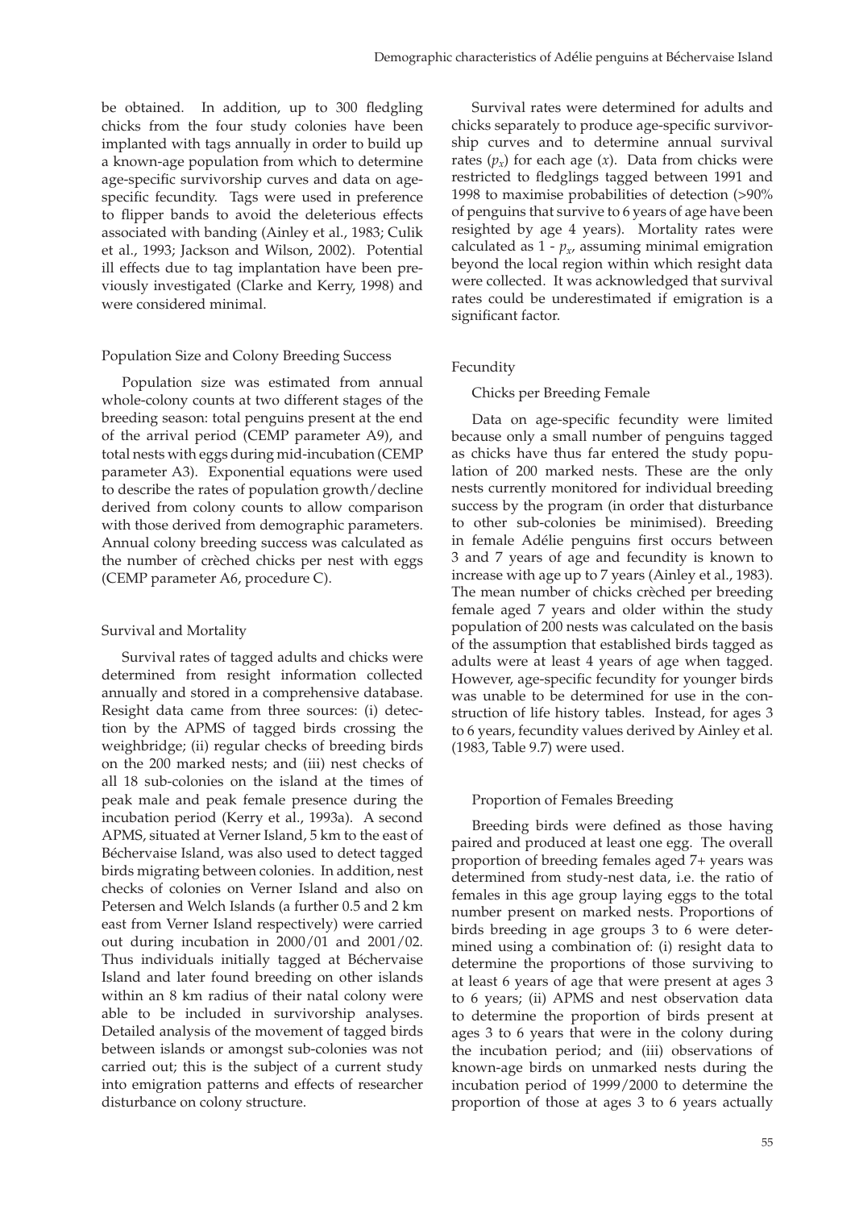be obtained. In addition, up to 300 fledgling chicks from the four study colonies have been implanted with tags annually in order to build up a known-age population from which to determine age-specific survivorship curves and data on age-specific fecundity. Tags were used in preference to flipper bands to avoid the deleterious effects associated with banding (Ainley et al., 1983; Culik et al., 1993; Jackson and Wilson, 2002). Potential ill effects due to tag implantation have been previously investigated (Clarke and Kerry, 1998) and were considered minimal.

### Population Size and Colony Breeding Success

Population size was estimated from annual whole-colony counts at two different stages of the breeding season: total penguins present at the end of the arrival period (CEMP parameter A9), and total nests with eggs during mid-incubation (CEMP parameter A3). Exponential equations were used to describe the rates of population growth/decline derived from colony counts to allow comparison with those derived from demographic parameters. Annual colony breeding success was calculated as the number of crèched chicks per nest with eggs (CEMP parameter A6, procedure C).

### Survival and Mortality

Survival rates of tagged adults and chicks were determined from resight information collected annually and stored in a comprehensive database. Resight data came from three sources: (i) detection by the APMS of tagged birds crossing the weighbridge; (ii) regular checks of breeding birds on the 200 marked nests; and (iii) nest checks of all 18 sub-colonies on the island at the times of peak male and peak female presence during the incubation period (Kerry et al., 1993a). A second APMS, situated at Verner Island, 5 km to the east of Béchervaise Island, was also used to detect tagged birds migrating between colonies. In addition, nest checks of colonies on Verner Island and also on Petersen and Welch Islands (a further 0.5 and 2 km east from Verner Island respectively) were carried out during incubation in 2000/01 and 2001/02. Thus individuals initially tagged at Béchervaise Island and later found breeding on other islands within an 8 km radius of their natal colony were able to be included in survivorship analyses. Detailed analysis of the movement of tagged birds between islands or amongst sub-colonies was not carried out; this is the subject of a current study into emigration patterns and effects of researcher disturbance on colony structure.

Survival rates were determined for adults and chicks separately to produce age-specific survivorship curves and to determine annual survival rates ($p_x$) for each age ($x$). Data from chicks were restricted to fledglings tagged between 1991 and 1998 to maximise probabilities of detection (>90% of penguins that survive to 6 years of age have been resighted by age 4 years). Mortality rates were calculated as $1 - p_x$, assuming minimal emigration beyond the local region within which resight data were collected. It was acknowledged that survival rates could be underestimated if emigration is a significant factor.

### Fecundity

#### Chicks per Breeding Female

Data on age-specific fecundity were limited because only a small number of penguins tagged as chicks have thus far entered the study population of 200 marked nests. These are the only nests currently monitored for individual breeding success by the program (in order that disturbance to other sub-colonies be minimised). Breeding in female Adélie penguins first occurs between 3 and 7 years of age and fecundity is known to increase with age up to 7 years (Ainley et al., 1983). The mean number of chicks crèched per breeding female aged 7 years and older within the study population of 200 nests was calculated on the basis of the assumption that established birds tagged as adults were at least 4 years of age when tagged. However, age-specific fecundity for younger birds was unable to be determined for use in the construction of life history tables. Instead, for ages 3 to 6 years, fecundity values derived by Ainley et al. (1983, Table 9.7) were used.

#### Proportion of Females Breeding

Breeding birds were defined as those having paired and produced at least one egg. The overall proportion of breeding females aged 7+ years was determined from study-nest data, i.e. the ratio of females in this age group laying eggs to the total number present on marked nests. Proportions of birds breeding in age groups 3 to 6 were determined using a combination of: (i) resight data to determine the proportions of those surviving to at least 6 years of age that were present at ages 3 to 6 years; (ii) APMS and nest observation data to determine the proportion of birds present at ages 3 to 6 years that were in the colony during the incubation period; and (iii) observations of known-age birds on unmarked nests during the incubation period of 1999/2000 to determine the proportion of those at ages 3 to 6 years actually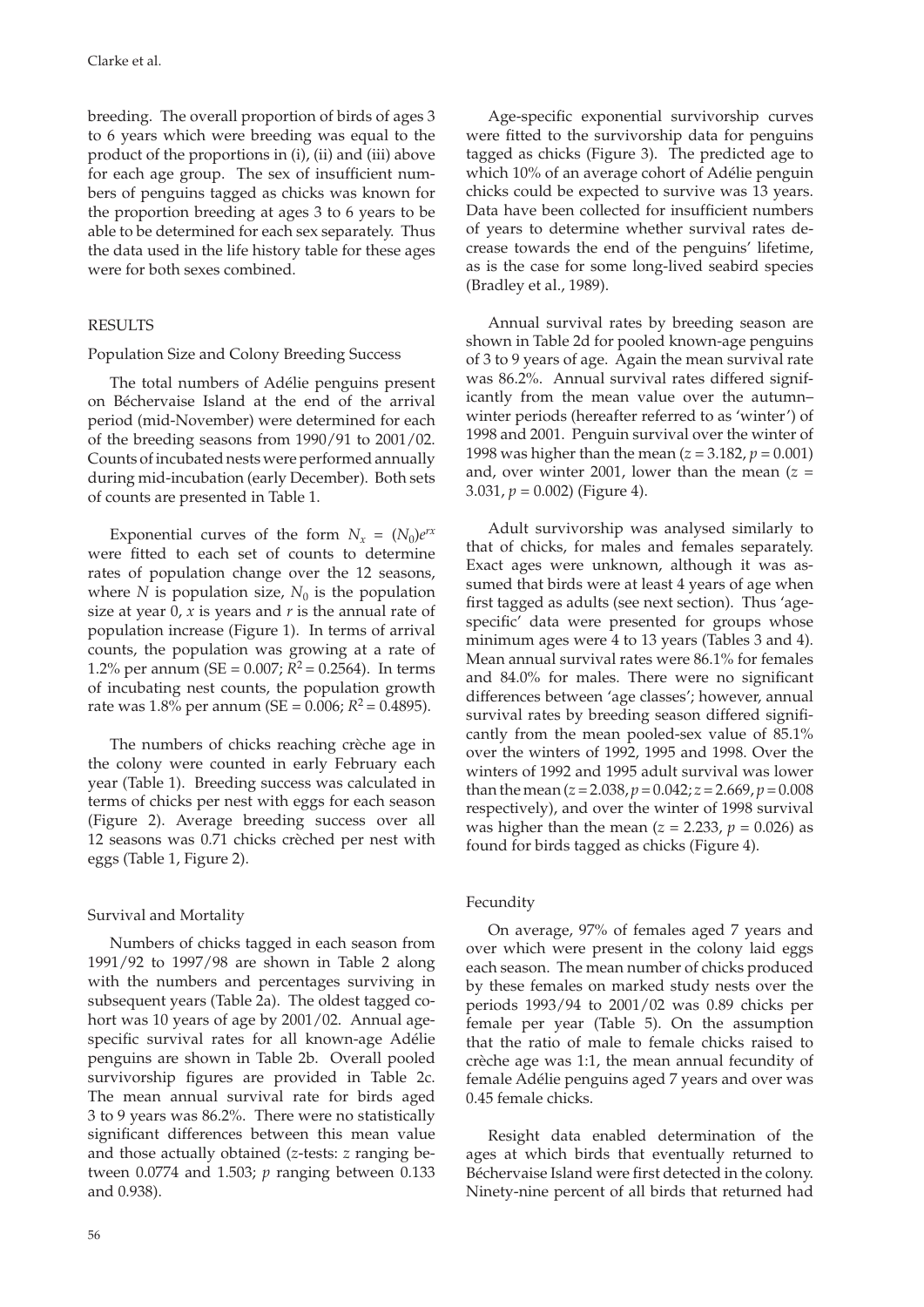breeding. The overall proportion of birds of ages 3 to 6 years which were breeding was equal to the product of the proportions in (i), (ii) and (iii) above for each age group. The sex of insufficient numbers of penguins tagged as chicks was known for the proportion breeding at ages 3 to 6 years to be able to be determined for each sex separately. Thus the data used in the life history table for these ages were for both sexes combined.

## RESULTS

### Population Size and Colony Breeding Success

The total numbers of Adélie penguins present on Béchervaise Island at the end of the arrival period (mid-November) were determined for each of the breeding seasons from 1990/91 to 2001/02. Counts of incubated nests were performed annually during mid-incubation (early December). Both sets of counts are presented in Table 1.

Exponential curves of the form $N_x = (N_0)e^{rx}$ were fitted to each set of counts to determine rates of population change over the 12 seasons, where $N$ is population size, $N_0$ is the population size at year 0, $x$ is years and $r$ is the annual rate of population increase (Figure 1). In terms of arrival counts, the population was growing at a rate of 1.2% per annum (SE = 0.007; $R^2$ = 0.2564). In terms of incubating nest counts, the population growth rate was 1.8% per annum (SE = 0.006; $R^2$ = 0.4895).

The numbers of chicks reaching crèche age in the colony were counted in early February each year (Table 1). Breeding success was calculated in terms of chicks per nest with eggs for each season (Figure 2). Average breeding success over all 12 seasons was 0.71 chicks crèched per nest with eggs (Table 1, Figure 2).

### Survival and Mortality

Numbers of chicks tagged in each season from 1991/92 to 1997/98 are shown in Table 2 along with the numbers and percentages surviving in subsequent years (Table 2a). The oldest tagged cohort was 10 years of age by 2001/02. Annual age-specific survival rates for all known-age Adélie penguins are shown in Table 2b. Overall pooled survivorship figures are provided in Table 2c. The mean annual survival rate for birds aged 3 to 9 years was 86.2%. There were no statistically significant differences between this mean value and those actually obtained ($z$-tests: $z$ ranging between 0.0774 and 1.503; $p$ ranging between 0.133 and 0.938).

Age-specific exponential survivorship curves were fitted to the survivorship data for penguins tagged as chicks (Figure 3). The predicted age to which 10% of an average cohort of Adélie penguin chicks could be expected to survive was 13 years. Data have been collected for insufficient numbers of years to determine whether survival rates decrease towards the end of the penguins' lifetime, as is the case for some long-lived seabird species (Bradley et al., 1989).

Annual survival rates by breeding season are shown in Table 2d for pooled known-age penguins of 3 to 9 years of age. Again the mean survival rate was 86.2%. Annual survival rates differed significantly from the mean value over the autumn–winter periods (hereafter referred to as 'winter') of 1998 and 2001. Penguin survival over the winter of 1998 was higher than the mean ($z$ = 3.182, $p$ = 0.001) and, over winter 2001, lower than the mean ($z$ = 3.031, $p$ = 0.002) (Figure 4).

Adult survivorship was analysed similarly to that of chicks, for males and females separately. Exact ages were unknown, although it was assumed that birds were at least 4 years of age when first tagged as adults (see next section). Thus 'age-specific' data were presented for groups whose minimum ages were 4 to 13 years (Tables 3 and 4). Mean annual survival rates were 86.1% for females and 84.0% for males. There were no significant differences between 'age classes'; however, annual survival rates by breeding season differed significantly from the mean pooled-sex value of 85.1% over the winters of 1992, 1995 and 1998. Over the winters of 1992 and 1995 adult survival was lower than the mean ($z$ = 2.038, $p$ = 0.042; $z$ = 2.669, $p$ = 0.008 respectively), and over the winter of 1998 survival was higher than the mean ($z$ = 2.233, $p$ = 0.026) as found for birds tagged as chicks (Figure 4).

### Fecundity

On average, 97% of females aged 7 years and over which were present in the colony laid eggs each season. The mean number of chicks produced by these females on marked study nests over the periods 1993/94 to 2001/02 was 0.89 chicks per female per year (Table 5). On the assumption that the ratio of male to female chicks raised to crèche age was 1:1, the mean annual fecundity of female Adélie penguins aged 7 years and over was 0.45 female chicks.

Resight data enabled determination of the ages at which birds that eventually returned to Béchervaise Island were first detected in the colony. Ninety-nine percent of all birds that returned had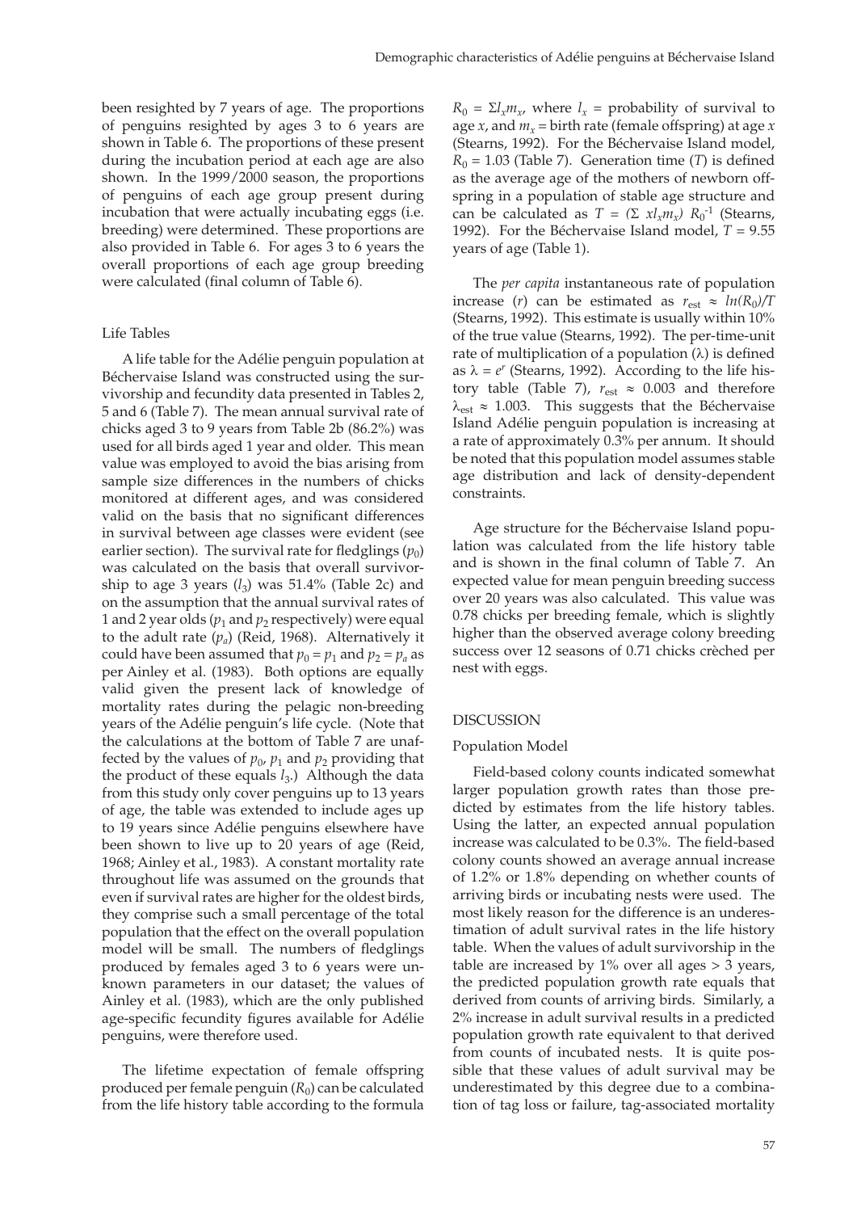been resighted by 7 years of age. The proportions of penguins resighted by ages 3 to 6 years are shown in Table 6. The proportions of these present during the incubation period at each age are also shown. In the 1999/2000 season, the proportions of penguins of each age group present during incubation that were actually incubating eggs (i.e. breeding) were determined. These proportions are also provided in Table 6. For ages 3 to 6 years the overall proportions of each age group breeding were calculated (final column of Table 6).

### Life Tables

A life table for the Adélie penguin population at Béchervaise Island was constructed using the survivorship and fecundity data presented in Tables 2, 5 and 6 (Table 7). The mean annual survival rate of chicks aged 3 to 9 years from Table 2b (86.2%) was used for all birds aged 1 year and older. This mean value was employed to avoid the bias arising from sample size differences in the numbers of chicks monitored at different ages, and was considered valid on the basis that no significant differences in survival between age classes were evident (see earlier section). The survival rate for fledglings ($p_0$) was calculated on the basis that overall survivorship to age 3 years ($l_3$) was 51.4% (Table 2c) and on the assumption that the annual survival rates of 1 and 2 year olds ($p_1$ and $p_2$ respectively) were equal to the adult rate ($p_a$) (Reid, 1968). Alternatively it could have been assumed that $p_0 = p_1$ and $p_2 = p_a$ as per Ainley et al. (1983). Both options are equally valid given the present lack of knowledge of mortality rates during the pelagic non-breeding years of the Adélie penguin's life cycle. (Note that the calculations at the bottom of Table 7 are unaffected by the values of $p_0$, $p_1$ and $p_2$ providing that the product of these equals $l_3$.) Although the data from this study only cover penguins up to 13 years of age, the table was extended to include ages up to 19 years since Adélie penguins elsewhere have been shown to live up to 20 years of age (Reid, 1968; Ainley et al., 1983). A constant mortality rate throughout life was assumed on the grounds that even if survival rates are higher for the oldest birds, they comprise such a small percentage of the total population that the effect on the overall population model will be small. The numbers of fledglings produced by females aged 3 to 6 years were unknown parameters in our dataset; the values of Ainley et al. (1983), which are the only published age-specific fecundity figures available for Adélie penguins, were therefore used.

The lifetime expectation of female offspring produced per female penguin ($R_0$) can be calculated from the life history table according to the formula $R_0 = \Sigma l_x m_x$, where $l_x$ = probability of survival to age $x$, and $m_x$ = birth rate (female offspring) at age $x$ (Stearns, 1992). For the Béchervaise Island model, $R_0 = 1.03$ (Table 7). Generation time ($T$) is defined as the average age of the mothers of newborn offspring in a population of stable age structure and can be calculated as $T = (\Sigma\ x l_x m_x)\ R_0^{-1}$ (Stearns, 1992). For the Béchervaise Island model, $T = 9.55$ years of age (Table 1).

The *per capita* instantaneous rate of population increase ($r$) can be estimated as $r_{est} \approx ln(R_0)/T$ (Stearns, 1992). This estimate is usually within 10% of the true value (Stearns, 1992). The per-time-unit rate of multiplication of a population ($\lambda$) is defined as $\lambda = e^r$ (Stearns, 1992). According to the life history table (Table 7), $r_{est} \approx 0.003$ and therefore $\lambda_{est} \approx 1.003$. This suggests that the Béchervaise Island Adélie penguin population is increasing at a rate of approximately 0.3% per annum. It should be noted that this population model assumes stable age distribution and lack of density-dependent constraints.

Age structure for the Béchervaise Island population was calculated from the life history table and is shown in the final column of Table 7. An expected value for mean penguin breeding success over 20 years was also calculated. This value was 0.78 chicks per breeding female, which is slightly higher than the observed average colony breeding success over 12 seasons of 0.71 chicks crèched per nest with eggs.

## DISCUSSION

### Population Model

Field-based colony counts indicated somewhat larger population growth rates than those predicted by estimates from the life history tables. Using the latter, an expected annual population increase was calculated to be 0.3%. The field-based colony counts showed an average annual increase of 1.2% or 1.8% depending on whether counts of arriving birds or incubating nests were used. The most likely reason for the difference is an underestimation of adult survival rates in the life history table. When the values of adult survivorship in the table are increased by 1% over all ages > 3 years, the predicted population growth rate equals that derived from counts of arriving birds. Similarly, a 2% increase in adult survival results in a predicted population growth rate equivalent to that derived from counts of incubated nests. It is quite possible that these values of adult survival may be underestimated by this degree due to a combination of tag loss or failure, tag-associated mortality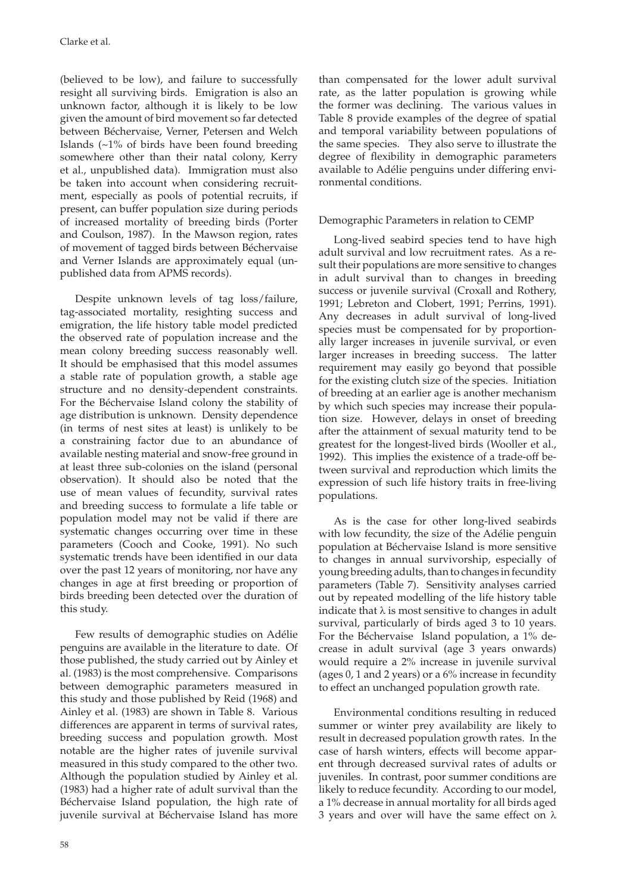(believed to be low), and failure to successfully resight all surviving birds. Emigration is also an unknown factor, although it is likely to be low given the amount of bird movement so far detected between Béchervaise, Verner, Petersen and Welch Islands (~1% of birds have been found breeding somewhere other than their natal colony, Kerry et al., unpublished data). Immigration must also be taken into account when considering recruitment, especially as pools of potential recruits, if present, can buffer population size during periods of increased mortality of breeding birds (Porter and Coulson, 1987). In the Mawson region, rates of movement of tagged birds between Béchervaise and Verner Islands are approximately equal (unpublished data from APMS records).

Despite unknown levels of tag loss/failure, tag-associated mortality, resighting success and emigration, the life history table model predicted the observed rate of population increase and the mean colony breeding success reasonably well. It should be emphasised that this model assumes a stable rate of population growth, a stable age structure and no density-dependent constraints. For the Béchervaise Island colony the stability of age distribution is unknown. Density dependence (in terms of nest sites at least) is unlikely to be a constraining factor due to an abundance of available nesting material and snow-free ground in at least three sub-colonies on the island (personal observation). It should also be noted that the use of mean values of fecundity, survival rates and breeding success to formulate a life table or population model may not be valid if there are systematic changes occurring over time in these parameters (Cooch and Cooke, 1991). No such systematic trends have been identified in our data over the past 12 years of monitoring, nor have any changes in age at first breeding or proportion of birds breeding been detected over the duration of this study.

Few results of demographic studies on Adélie penguins are available in the literature to date. Of those published, the study carried out by Ainley et al. (1983) is the most comprehensive. Comparisons between demographic parameters measured in this study and those published by Reid (1968) and Ainley et al. (1983) are shown in Table 8. Various differences are apparent in terms of survival rates, breeding success and population growth. Most notable are the higher rates of juvenile survival measured in this study compared to the other two. Although the population studied by Ainley et al. (1983) had a higher rate of adult survival than the Béchervaise Island population, the high rate of juvenile survival at Béchervaise Island has more than compensated for the lower adult survival rate, as the latter population is growing while the former was declining. The various values in Table 8 provide examples of the degree of spatial and temporal variability between populations of the same species. They also serve to illustrate the degree of flexibility in demographic parameters available to Adélie penguins under differing environmental conditions.

### Demographic Parameters in relation to CEMP

Long-lived seabird species tend to have high adult survival and low recruitment rates. As a result their populations are more sensitive to changes in adult survival than to changes in breeding success or juvenile survival (Croxall and Rothery, 1991; Lebreton and Clobert, 1991; Perrins, 1991). Any decreases in adult survival of long-lived species must be compensated for by proportionally larger increases in juvenile survival, or even larger increases in breeding success. The latter requirement may easily go beyond that possible for the existing clutch size of the species. Initiation of breeding at an earlier age is another mechanism by which such species may increase their population size. However, delays in onset of breeding after the attainment of sexual maturity tend to be greatest for the longest-lived birds (Wooller et al., 1992). This implies the existence of a trade-off between survival and reproduction which limits the expression of such life history traits in free-living populations.

As is the case for other long-lived seabirds with low fecundity, the size of the Adélie penguin population at Béchervaise Island is more sensitive to changes in annual survivorship, especially of young breeding adults, than to changes in fecundity parameters (Table 7). Sensitivity analyses carried out by repeated modelling of the life history table indicate that $\lambda$ is most sensitive to changes in adult survival, particularly of birds aged 3 to 10 years. For the Béchervaise Island population, a 1% decrease in adult survival (age 3 years onwards) would require a 2% increase in juvenile survival (ages 0, 1 and 2 years) or a 6% increase in fecundity to effect an unchanged population growth rate.

Environmental conditions resulting in reduced summer or winter prey availability are likely to result in decreased population growth rates. In the case of harsh winters, effects will become apparent through decreased survival rates of adults or juveniles. In contrast, poor summer conditions are likely to reduce fecundity. According to our model, a 1% decrease in annual mortality for all birds aged 3 years and over will have the same effect on $\lambda$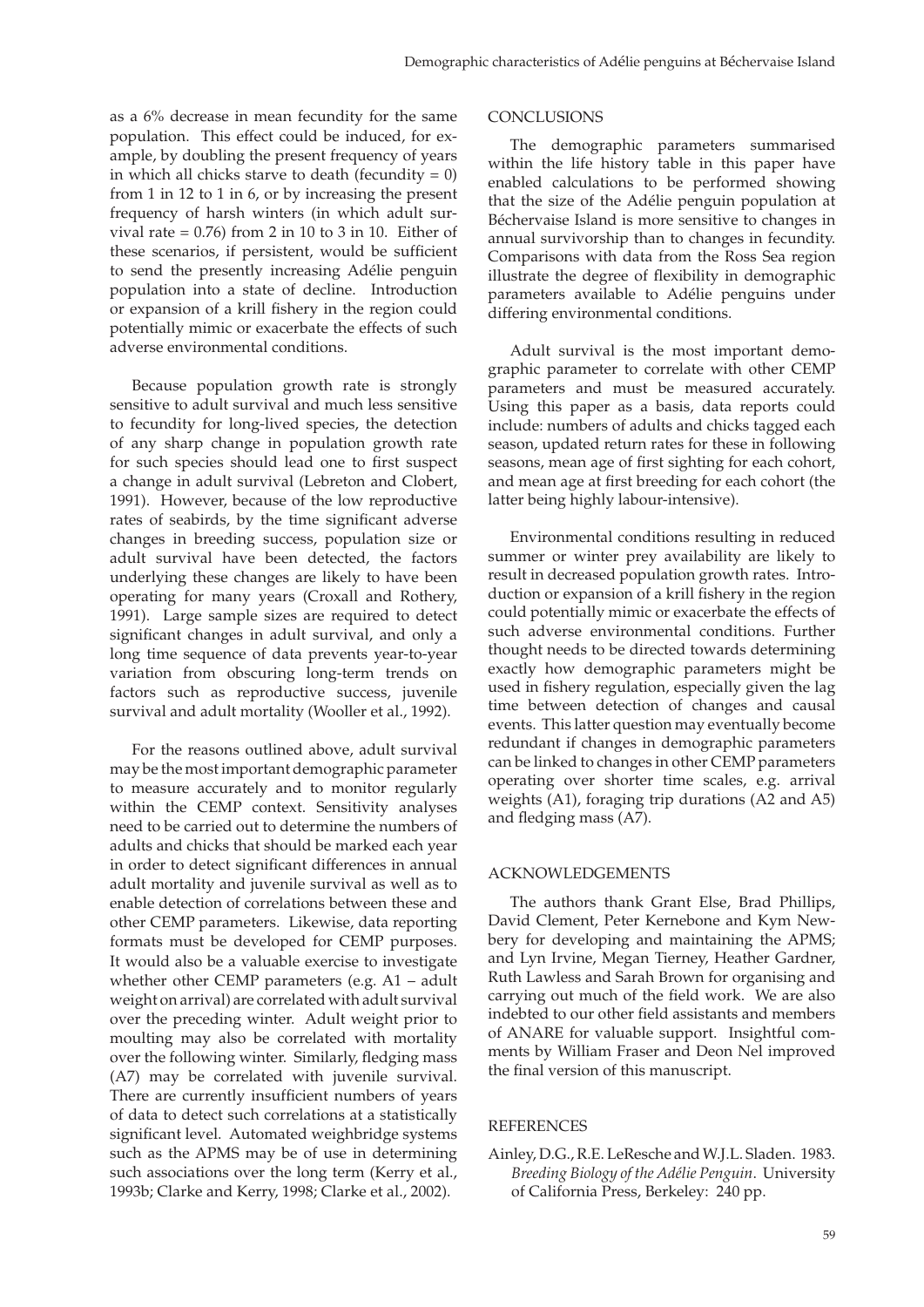as a 6% decrease in mean fecundity for the same population. This effect could be induced, for example, by doubling the present frequency of years in which all chicks starve to death (fecundity = 0) from 1 in 12 to 1 in 6, or by increasing the present frequency of harsh winters (in which adult survival rate = 0.76) from 2 in 10 to 3 in 10. Either of these scenarios, if persistent, would be sufficient to send the presently increasing Adélie penguin population into a state of decline. Introduction or expansion of a krill fishery in the region could potentially mimic or exacerbate the effects of such adverse environmental conditions.

Because population growth rate is strongly sensitive to adult survival and much less sensitive to fecundity for long-lived species, the detection of any sharp change in population growth rate for such species should lead one to first suspect a change in adult survival (Lebreton and Clobert, 1991). However, because of the low reproductive rates of seabirds, by the time significant adverse changes in breeding success, population size or adult survival have been detected, the factors underlying these changes are likely to have been operating for many years (Croxall and Rothery, 1991). Large sample sizes are required to detect significant changes in adult survival, and only a long time sequence of data prevents year-to-year variation from obscuring long-term trends on factors such as reproductive success, juvenile survival and adult mortality (Wooller et al., 1992).

For the reasons outlined above, adult survival may be the most important demographic parameter to measure accurately and to monitor regularly within the CEMP context. Sensitivity analyses need to be carried out to determine the numbers of adults and chicks that should be marked each year in order to detect significant differences in annual adult mortality and juvenile survival as well as to enable detection of correlations between these and other CEMP parameters. Likewise, data reporting formats must be developed for CEMP purposes. It would also be a valuable exercise to investigate whether other CEMP parameters (e.g. A1 – adult weight on arrival) are correlated with adult survival over the preceding winter. Adult weight prior to moulting may also be correlated with mortality over the following winter. Similarly, fledging mass (A7) may be correlated with juvenile survival. There are currently insufficient numbers of years of data to detect such correlations at a statistically significant level. Automated weighbridge systems such as the APMS may be of use in determining such associations over the long term (Kerry et al., 1993b; Clarke and Kerry, 1998; Clarke et al., 2002).

## CONCLUSIONS

The demographic parameters summarised within the life history table in this paper have enabled calculations to be performed showing that the size of the Adélie penguin population at Béchervaise Island is more sensitive to changes in annual survivorship than to changes in fecundity. Comparisons with data from the Ross Sea region illustrate the degree of flexibility in demographic parameters available to Adélie penguins under differing environmental conditions.

Adult survival is the most important demographic parameter to correlate with other CEMP parameters and must be measured accurately. Using this paper as a basis, data reports could include: numbers of adults and chicks tagged each season, updated return rates for these in following seasons, mean age of first sighting for each cohort, and mean age at first breeding for each cohort (the latter being highly labour-intensive).

Environmental conditions resulting in reduced summer or winter prey availability are likely to result in decreased population growth rates. Introduction or expansion of a krill fishery in the region could potentially mimic or exacerbate the effects of such adverse environmental conditions. Further thought needs to be directed towards determining exactly how demographic parameters might be used in fishery regulation, especially given the lag time between detection of changes and causal events. This latter question may eventually become redundant if changes in demographic parameters can be linked to changes in other CEMP parameters operating over shorter time scales, e.g. arrival weights (A1), foraging trip durations (A2 and A5) and fledging mass (A7).

## ACKNOWLEDGEMENTS

The authors thank Grant Else, Brad Phillips, David Clement, Peter Kernebone and Kym Newbery for developing and maintaining the APMS; and Lyn Irvine, Megan Tierney, Heather Gardner, Ruth Lawless and Sarah Brown for organising and carrying out much of the field work. We are also indebted to our other field assistants and members of ANARE for valuable support. Insightful comments by William Fraser and Deon Nel improved the final version of this manuscript.

## REFERENCES

Ainley, D.G., R.E. LeResche and W.J.L. Sladen. 1983. *Breeding Biology of the Adélie Penguin*. University of California Press, Berkeley: 240 pp.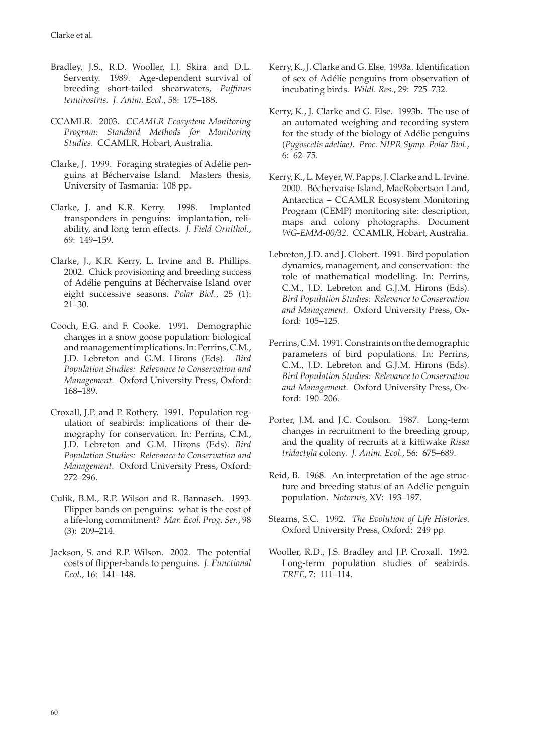Bradley, J.S., R.D. Wooller, I.J. Skira and D.L. Serventy. 1989. Age-dependent survival of breeding short-tailed shearwaters, *Puffinus tenuirostris*. *J. Anim. Ecol.*, 58: 175–188.

CCAMLR. 2003. *CCAMLR Ecosystem Monitoring Program: Standard Methods for Monitoring Studies*. CCAMLR, Hobart, Australia.

Clarke, J. 1999. Foraging strategies of Adélie penguins at Béchervaise Island. Masters thesis, University of Tasmania: 108 pp.

Clarke, J. and K.R. Kerry. 1998. Implanted transponders in penguins: implantation, reliability, and long term effects. *J. Field Ornithol.*, 69: 149–159.

Clarke, J., K.R. Kerry, L. Irvine and B. Phillips. 2002. Chick provisioning and breeding success of Adélie penguins at Béchervaise Island over eight successive seasons. *Polar Biol.*, 25 (1): 21–30.

Cooch, E.G. and F. Cooke. 1991. Demographic changes in a snow goose population: biological and management implications. In: Perrins, C.M., J.D. Lebreton and G.M. Hirons (Eds). *Bird Population Studies: Relevance to Conservation and Management*. Oxford University Press, Oxford: 168–189.

Croxall, J.P. and P. Rothery. 1991. Population regulation of seabirds: implications of their demography for conservation. In: Perrins, C.M., J.D. Lebreton and G.M. Hirons (Eds). *Bird Population Studies: Relevance to Conservation and Management*. Oxford University Press, Oxford: 272–296.

Culik, B.M., R.P. Wilson and R. Bannasch. 1993. Flipper bands on penguins: what is the cost of a life-long commitment? *Mar. Ecol. Prog. Ser.*, 98 (3): 209–214.

Jackson, S. and R.P. Wilson. 2002. The potential costs of flipper-bands to penguins. *J. Functional Ecol.*, 16: 141–148.

Kerry, K., J. Clarke and G. Else. 1993a. Identification of sex of Adélie penguins from observation of incubating birds. *Wildl. Res.*, 29: 725–732.

Kerry, K., J. Clarke and G. Else. 1993b. The use of an automated weighing and recording system for the study of the biology of Adélie penguins (*Pygoscelis adeliae*). *Proc. NIPR Symp. Polar Biol.*, 6: 62–75.

Kerry, K., L. Meyer, W. Papps, J. Clarke and L. Irvine. 2000. Béchervaise Island, MacRobertson Land, Antarctica – CCAMLR Ecosystem Monitoring Program (CEMP) monitoring site: description, maps and colony photographs. Document *WG-EMM-00/32*. CCAMLR, Hobart, Australia.

Lebreton, J.D. and J. Clobert. 1991. Bird population dynamics, management, and conservation: the role of mathematical modelling. In: Perrins, C.M., J.D. Lebreton and G.J.M. Hirons (Eds). *Bird Population Studies: Relevance to Conservation and Management*. Oxford University Press, Oxford: 105–125.

Perrins, C.M. 1991. Constraints on the demographic parameters of bird populations. In: Perrins, C.M., J.D. Lebreton and G.J.M. Hirons (Eds). *Bird Population Studies: Relevance to Conservation and Management*. Oxford University Press, Oxford: 190–206.

Porter, J.M. and J.C. Coulson. 1987. Long-term changes in recruitment to the breeding group, and the quality of recruits at a kittiwake *Rissa tridactyla* colony. *J. Anim. Ecol.*, 56: 675–689.

Reid, B. 1968. An interpretation of the age structure and breeding status of an Adélie penguin population. *Notornis*, XV: 193–197.

Stearns, S.C. 1992. *The Evolution of Life Histories*. Oxford University Press, Oxford: 249 pp.

Wooller, R.D., J.S. Bradley and J.P. Croxall. 1992. Long-term population studies of seabirds. *TREE*, 7: 111–114.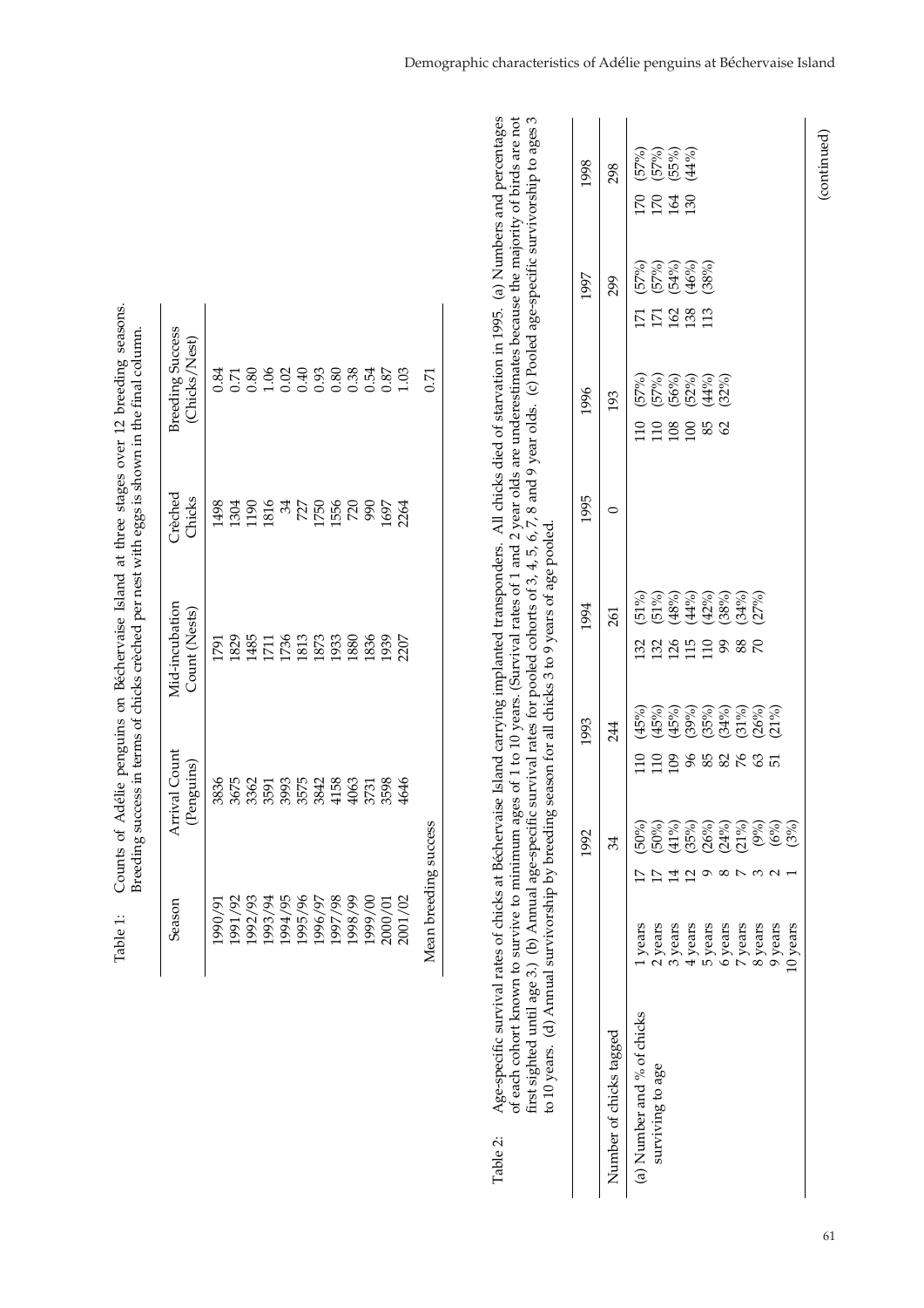Table 1: Counts of Adélie penguins on Béchervaise Island at three stages over 12 breeding seasons. Breeding success in terms of chicks crèched per nest with eggs is shown in the final column.

| Season | Arrival Count (Penguins) | Mid-incubation Count (Nests) | Crèched Chicks | Breeding Success (Chicks/Nest) |
|---|---|---|---|---|
| 1990/91 | 3836 | 1791 | 1498 | 0.84 |
| 1991/92 | 3675 | 1829 | 1304 | 0.71 |
| 1992/93 | 3362 | 1485 | 1190 | 0.80 |
| 1993/94 | 3591 | 1711 | 1816 | 1.06 |
| 1994/95 | 3993 | 1736 | 34 | 0.02 |
| 1995/96 | 3575 | 1813 | 727 | 0.40 |
| 1996/97 | 3842 | 1873 | 1750 | 0.93 |
| 1997/98 | 4158 | 1933 | 1556 | 0.80 |
| 1998/99 | 4063 | 1880 | 720 | 0.38 |
| 1999/00 | 3731 | 1836 | 990 | 0.54 |
| 2000/01 | 3598 | 1939 | 1697 | 0.87 |
| 2001/02 | 4646 | 2207 | 2264 | 1.03 |
| Mean breeding success | | | | 0.71 |

Table 2: Age-specific survival rates of chicks at Béchervaise Island carrying implanted transponders. All chicks died of starvation in 1995. (a) Numbers and percentages of each cohort known to survive to minimum ages of 1 to 10 years. (Survival rates of 1 and 2 year olds are underestimates because the majority of birds are not first sighted until age 3.) (b) Annual age-specific survival rates for pooled cohorts of 3, 4, 5, 6, 7, 8 and 9 year olds. (c) Pooled age-specific survivorship to ages 3 to 10 years. (d) Annual survivorship by breeding season for all chicks 3 to 9 years of age pooled.

| | | 1992 | 1993 | 1994 | 1995 | 1996 | 1997 | 1998 |
|---|---|---|---|---|---|---|---|---|
| Number of chicks tagged | | 34 | 244 | 261 | 0 | 193 | 299 | 298 |
| (a) Number and % of chicks surviving to age | 1 years | 17 (50%) | 110 (45%) | 132 (51%) | | 110 (57%) | 171 (57%) | 170 (57%) |
| | 2 years | 17 (50%) | 110 (45%) | 132 (51%) | | 110 (57%) | 171 (57%) | 170 (57%) |
| | 3 years | 14 (41%) | 109 (45%) | 126 (48%) | | 108 (56%) | 162 (54%) | 164 (55%) |
| | 4 years | 12 (35%) | 96 (39%) | 115 (44%) | | 100 (52%) | 138 (46%) | 130 (44%) |
| | 5 years | 9 (26%) | 85 (35%) | 110 (42%) | | 85 (44%) | 113 (38%) | |
| | 6 years | 8 (24%) | 82 (34%) | 99 (38%) | | 62 (32%) | | |
| | 7 years | 7 (21%) | 76 (31%) | 88 (34%) | | | | |
| | 8 years | 3 (9%) | 63 (26%) | 70 (27%) | | | | |
| | 9 years | 2 (6%) | 51 (21%) | | | | | |
| | 10 years | 1 (3%) | | | | | | |

(continued)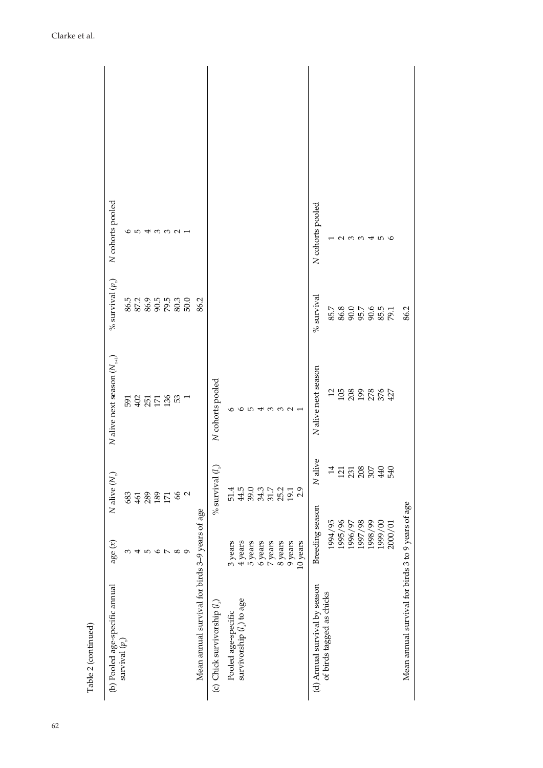Table 2 (continued)

| (b) Pooled age-specific annual survival ($p_x$) | age ($x$) | $N$ alive ($N_x$) | $N$ alive next season ($N_{x+1}$) | % survival ($p_x$) | $N$ cohorts pooled |
|---|---|---|---|---|---|
| | 3 | 683 | 591 | 86.5 | 6 |
| | 4 | 461 | 402 | 87.2 | 5 |
| | 5 | 289 | 251 | 86.9 | 4 |
| | 6 | 189 | 171 | 90.5 | 3 |
| | 7 | 171 | 136 | 79.5 | 3 |
| | 8 | 66 | 53 | 80.3 | 2 |
| | 9 | 2 | 1 | 50.0 | 1 |
| Mean annual survival for birds 3–9 years of age | | | | 86.2 | |

| (c) Chick survivorship ($l_x$) | | % survival ($l_x$) | $N$ cohorts pooled |
|---|---|---|---|
| Pooled age-specific survivorship ($l_x$) to age | 3 years | 51.4 | 6 |
| | 4 years | 44.5 | 6 |
| | 5 years | 39.0 | 5 |
| | 6 years | 34.3 | 4 |
| | 7 years | 31.7 | 3 |
| | 8 years | 25.2 | 3 |
| | 9 years | 19.1 | 2 |
| | 10 years | 2.9 | 1 |

| (d) Annual survival by season of birds tagged as chicks | Breeding season | $N$ alive | $N$ alive next season | % survival | $N$ cohorts pooled |
|---|---|---|---|---|---|
| | 1994/95 | 14 | 12 | 85.7 | 1 |
| | 1995/96 | 121 | 105 | 86.8 | 2 |
| | 1996/97 | 231 | 208 | 90.0 | 3 |
| | 1997/98 | 208 | 199 | 95.7 | 3 |
| | 1998/99 | 307 | 278 | 90.6 | 4 |
| | 1999/00 | 440 | 376 | 85.5 | 5 |
| | 2000/01 | 540 | 427 | 79.1 | 6 |
| Mean annual survival for birds 3 to 9 years of age | | | | 86.2 | |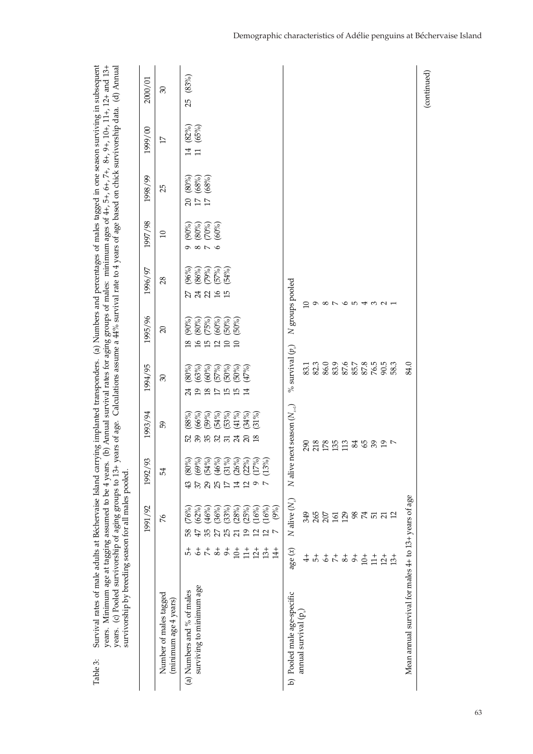Table 3: Survival rates of male adults at Béchervaise Island carrying implanted transponders. (a) Numbers and percentages of males tagged in one season surviving in subsequent years. Minimum age at tagging assumed to be 4 years. (b) Annual survival rates for aging groups of males: minimum ages of 4+, 5+, 6+, 7+, 8+, 9+, 10+, 11+, 12+ and 13+ years. (c) Pooled survivorship of aging groups to 13+ years of age. Calculations assume a 44% survival rate to 4 years of age based on chick survivorship data. (d) Annual survivorship by breeding season for all males pooled.

| | | 1991/92 | 1992/93 | 1993/94 | 1994/95 | 1995/96 | 1996/97 | 1997/98 | 1998/99 | 1999/00 | 2000/01 |
|---|---|---|---|---|---|---|---|---|---|---|---|
| Number of males tagged (minimum age 4 years) | | 76 | 54 | 59 | 30 | 20 | 28 | 10 | 25 | 17 | 30 |
| (a) Numbers and % of males surviving to minimum age | 5+ | 58 (76%) | 43 (80%) | 52 (88%) | 24 (80%) | 18 (90%) | 27 (96%) | 9 (90%) | 20 (80%) | 14 (82%) | 25 (83%) |
| | 6+ | 47 (62%) | 37 (69%) | 39 (66%) | 19 (63%) | 16 (80%) | 24 (86%) | 8 (80%) | 17 (68%) | 11 (65%) | |
| | 7+ | 35 (46%) | 29 (54%) | 35 (59%) | 18 (60%) | 15 (75%) | 22 (79%) | 7 (70%) | 17 (68%) | | |
| | 8+ | 27 (36%) | 25 (46%) | 32 (54%) | 17 (57%) | 12 (60%) | 16 (57%) | 6 (60%) | | | |
| | 9+ | 25 (33%) | 17 (31%) | 31 (53%) | 15 (50%) | 10 (50%) | 15 (54%) | | | | |
| | 10+ | 21 (28%) | 14 (26%) | 24 (41%) | 15 (50%) | 10 (50%) | | | | | |
| | 11+ | 19 (25%) | 12 (22%) | 20 (34%) | 14 (47%) | | | | | | |
| | 12+ | 12 (16%) | 9 (17%) | 18 (31%) | | | | | | | |
| | 13+ | 12 (16%) | 7 (13%) | | | | | | | | |
| | 14+ | 7 (9%) | | | | | | | | | |

| b) Pooled male age-specific annual survival ($p_x$) | age ($x$) | $N$ alive ($N_x$) | $N$ alive next season ($N_{x+1}$) | % survival ($p_x$) | $N$ groups pooled |
|---|---|---|---|---|---|
| | 4+ | 349 | 290 | 83.1 | 10 |
| | 5+ | 265 | 218 | 82.3 | 9 |
| | 6+ | 207 | 178 | 86.0 | 8 |
| | 7+ | 161 | 135 | 83.9 | 7 |
| | 8+ | 129 | 113 | 87.6 | 6 |
| | 9+ | 98 | 84 | 85.7 | 5 |
| | 10+ | 74 | 65 | 87.8 | 4 |
| | 11+ | 51 | 39 | 76.5 | 3 |
| | 12+ | 21 | 19 | 90.5 | 2 |
| | 13+ | 12 | 7 | 58.3 | 1 |
| Mean annual survival for males 4+ to 13+ years of age | | | | 84.0 | |

(continued)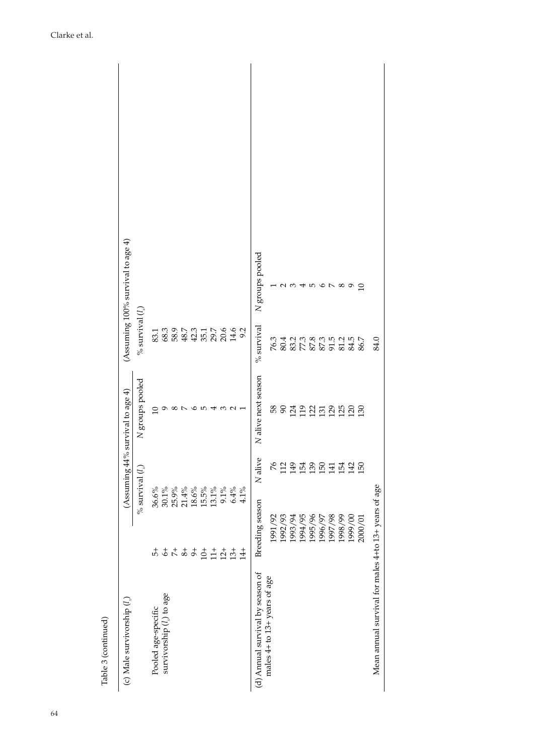Table 3 (continued)

| (c) Male survivorship ($l_x$) | | (Assuming 44% survival to age 4) | | (Assuming 100% survival to age 4) | |
|---|---|---|---|---|---|
| | | % survival ($l_x$) | N groups pooled | % survival ($l_x$) | |
| Pooled age-specific survivorship ($l_x$) to age | 5+ | 36.6% | 10 | 83.1 | |
| | 6+ | 30.1% | 9 | 68.3 | |
| | 7+ | 25.9% | 8 | 58.9 | |
| | 8+ | 21.4% | 7 | 48.7 | |
| | 9+ | 18.6% | 6 | 42.3 | |
| | 10+ | 15.5% | 5 | 35.1 | |
| | 11+ | 13.1% | 4 | 29.7 | |
| | 12+ | 9.1% | 3 | 20.6 | |
| | 13+ | 6.4% | 2 | 14.6 | |
| | 14+ | 4.1% | 1 | 9.2 | |
| (d) Annual survival by season of males 4+ to 13+ years of age | Breeding season | N alive | N alive next season | % survival | N groups pooled |
| | 1991/92 | 76 | 58 | 76.3 | 1 |
| | 1992/93 | 112 | 90 | 80.4 | 2 |
| | 1993/94 | 149 | 124 | 83.2 | 3 |
| | 1994/95 | 154 | 119 | 77.3 | 4 |
| | 1995/96 | 139 | 122 | 87.8 | 5 |
| | 1996/97 | 150 | 131 | 87.3 | 6 |
| | 1997/98 | 141 | 129 | 91.5 | 7 |
| | 1998/99 | 154 | 125 | 81.2 | 8 |
| | 1999/00 | 142 | 120 | 84.5 | 9 |
| | 2000/01 | 150 | 130 | 86.7 | 10 |
| Mean annual survival for males 4+to 13+ years of age | | | | 84.0 | |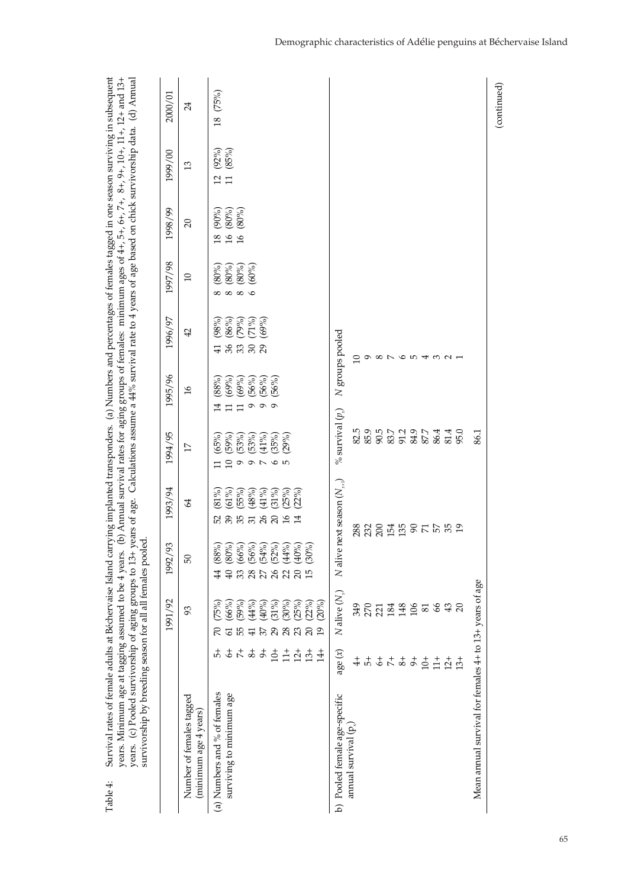Table 4: Survival rates of female adults at Béchervaise Island carrying implanted transponders. (a) Numbers and percentages of females tagged in one season surviving in subsequent years. Minimum age at tagging assumed to be 4 years. (b) Annual survival rates for aging groups of females: minimum ages of 4+, 5+, 6+, 7+, 8+, 9+, 10+, 11+, 12+ and 13+ years. (c) Pooled survivorship of aging groups to 13+ years of age. Calculations assume a 44% survival rate to 4 years of age based on chick survivorship data. (d) Annual survivorship by breeding season for all all females pooled.

| | | 1991/92 | 1992/93 | 1993/94 | 1994/95 | 1995/96 | 1996/97 | 1997/98 | 1998/99 | 1999/00 | 2000/01 |
|---|---|---|---|---|---|---|---|---|---|---|---|
| Number of females tagged (minimum age 4 years) | | 93 | 50 | 64 | 17 | 16 | 42 | 10 | 20 | 13 | 24 |
| (a) Numbers and % of females surviving to minimum age | 5+ | 70 (75%) | 44 (88%) | 52 (81%) | 11 (65%) | 14 (88%) | 41 (98%) | 8 (80%) | 18 (90%) | 12 (92%) | 18 (75%) |
| | 6+ | 61 (66%) | 40 (80%) | 39 (61%) | 10 (59%) | 11 (69%) | 36 (86%) | 8 (80%) | 16 (80%) | 11 (85%) | |
| | 7+ | 55 (59%) | 33 (66%) | 35 (55%) | 9 (53%) | 11 (69%) | 33 (79%) | 8 (80%) | 16 (80%) | | |
| | 8+ | 41 (44%) | 28 (56%) | 31 (48%) | 9 (53%) | 9 (56%) | 30 (71%) | 6 (60%) | | | |
| | 9+ | 37 (40%) | 27 (54%) | 26 (41%) | 7 (41%) | 9 (56%) | 29 (69%) | | | | |
| | 10+ | 29 (31%) | 26 (52%) | 20 (31%) | 6 (35%) | 9 (56%) | | | | | |
| | 11+ | 28 (30%) | 22 (44%) | 16 (25%) | 5 (29%) | | | | | | |
| | 12+ | 23 (25%) | 20 (40%) | 14 (22%) | | | | | | | |
| | 13+ | 20 (22%) | 15 (30%) | | | | | | | | |
| | 14+ | 19 (20%) | | | | | | | | | |

| b) Pooled female age-specific annual survival ($p_x$) | age ($x$) | $N$ alive ($N_x$) | $N$ alive next season ($N_{x+1}$) | % survival ($p_x$) | $N$ groups pooled |
|---|---|---|---|---|---|
| | 4+ | 349 | 288 | 82.5 | 10 |
| | 5+ | 270 | 232 | 85.9 | 9 |
| | 6+ | 221 | 200 | 90.5 | 8 |
| | 7+ | 184 | 154 | 83.7 | 7 |
| | 8+ | 148 | 135 | 91.2 | 6 |
| | 9+ | 106 | 90 | 84.9 | 5 |
| | 10+ | 81 | 71 | 87.7 | 4 |
| | 11+ | 66 | 57 | 86.4 | 3 |
| | 12+ | 43 | 35 | 81.4 | 2 |
| | 13+ | 20 | 19 | 95.0 | 1 |
| Mean annual survival for females 4+ to 13+ years of age | | | | 86.1 | |

(continued)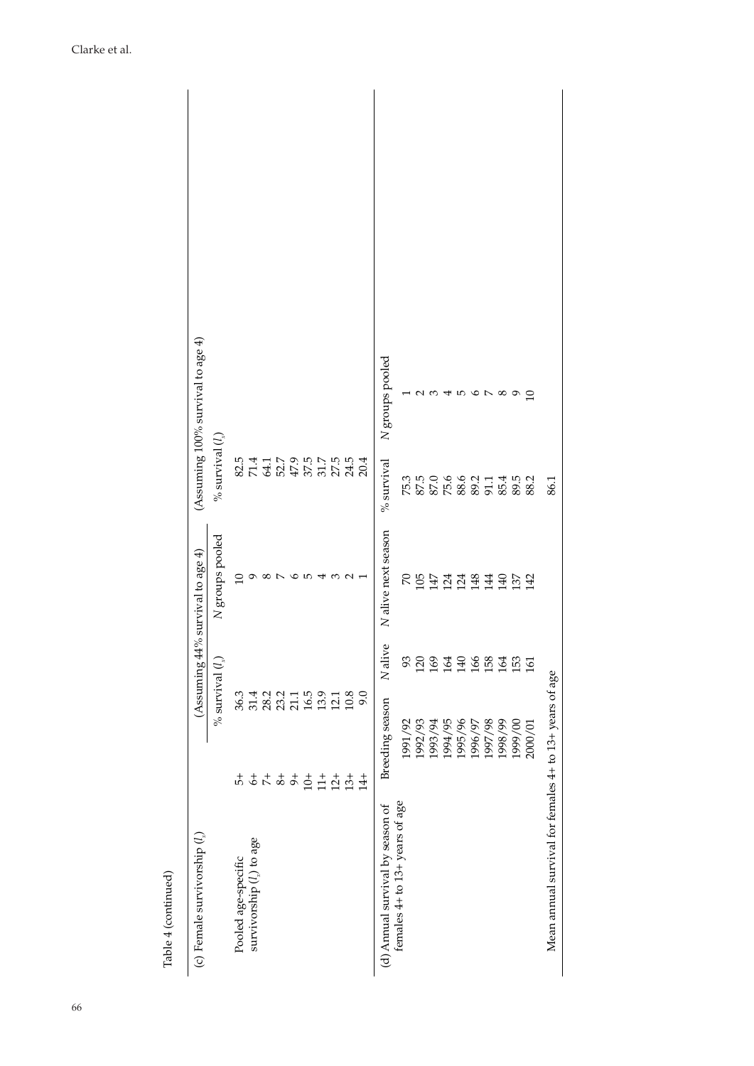Table 4 (continued)

| (c) Female survivorship ($l_x$) | | (Assuming 44% survival to age 4) | | (Assuming 100% survival to age 4) | |
|---|---|---|---|---|---|
| | | % survival ($l_x$) | $N$ groups pooled | % survival ($l_x$) | |
| Pooled age-specific survivorship ($l_x$) to age | 5+ | 36.3 | 10 | 82.5 | |
| | 6+ | 31.4 | 9 | 71.4 | |
| | 7+ | 28.2 | 8 | 64.1 | |
| | 8+ | 23.2 | 7 | 52.7 | |
| | 9+ | 21.1 | 6 | 47.9 | |
| | 10+ | 16.5 | 5 | 37.5 | |
| | 11+ | 13.9 | 4 | 31.7 | |
| | 12+ | 12.1 | 3 | 27.5 | |
| | 13+ | 10.8 | 2 | 24.5 | |
| | 14+ | 9.0 | 1 | 20.4 | |

| (d) Annual survival by season of females 4+ to 13+ years of age | Breeding season | $N$ alive | $N$ alive next season | % survival | $N$ groups pooled |
|---|---|---|---|---|---|
| | 1991/92 | 93 | 70 | 75.3 | 1 |
| | 1992/93 | 120 | 105 | 87.5 | 2 |
| | 1993/94 | 169 | 147 | 87.0 | 3 |
| | 1994/95 | 164 | 124 | 75.6 | 4 |
| | 1995/96 | 140 | 124 | 88.6 | 5 |
| | 1996/97 | 166 | 148 | 89.2 | 6 |
| | 1997/98 | 158 | 144 | 91.1 | 7 |
| | 1998/99 | 164 | 140 | 85.4 | 8 |
| | 1999/00 | 153 | 137 | 89.5 | 9 |
| | 2000/01 | 161 | 142 | 88.2 | 10 |
| Mean annual survival for females 4+ to 13+ years of age | | | | 86.1 | |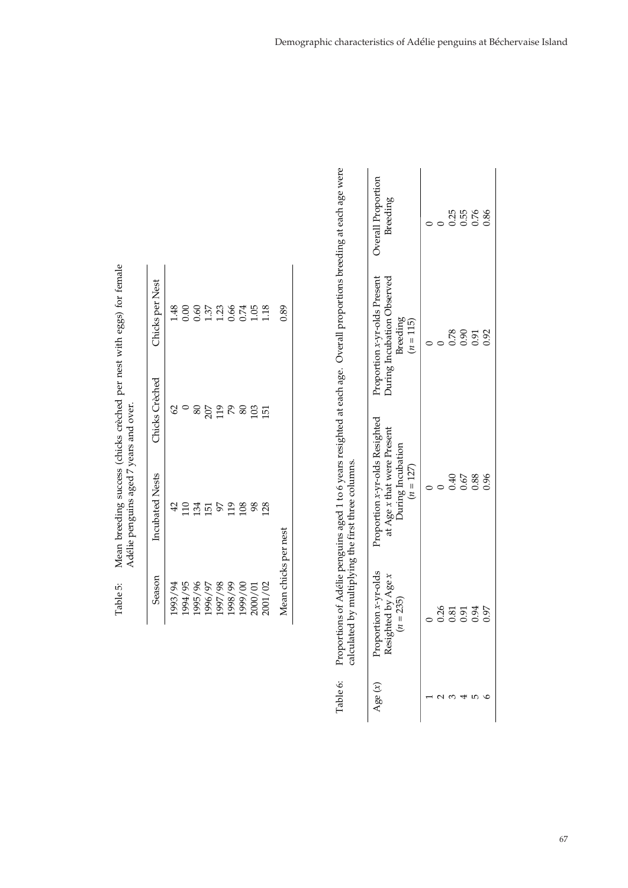Table 5: Mean breeding success (chicks crèched per nest with eggs) for female Adélie penguins aged 7 years and over.

| Season | Incubated Nests | Chicks Crèched | Chicks per Nest |
|---|---|---|---|
| 1993/94 | 42 | 62 | 1.48 |
| 1994/95 | 110 | 0 | 0.00 |
| 1995/96 | 134 | 80 | 0.60 |
| 1996/97 | 151 | 207 | 1.37 |
| 1997/98 | 97 | 119 | 1.23 |
| 1998/99 | 119 | 79 | 0.66 |
| 1999/00 | 108 | 80 | 0.74 |
| 2000/01 | 98 | 103 | 1.05 |
| 2001/02 | 128 | 151 | 1.18 |
| Mean chicks per nest | | | 0.89 |

Table 6: Proportions of Adélie penguins aged 1 to 6 years resighted at each age. Overall proportions breeding at each age were calculated by multiplying the first three columns.

| Age ($x$) | Proportion $x$-yr-olds Resighted by Age $x$ ($n$ = 235) | Proportion $x$-yr-olds Resighted at Age $x$ that were Present During Incubation ($n$ = 127) | Proportion $x$-yr-olds Present During Incubation Observed Breeding ($n$ = 115) | Overall Proportion Breeding |
|---|---|---|---|---|
| 1 | 0 | 0 | 0 | 0 |
| 2 | 0.26 | 0 | 0 | 0 |
| 3 | 0.81 | 0.40 | 0.78 | 0.25 |
| 4 | 0.91 | 0.67 | 0.90 | 0.55 |
| 5 | 0.94 | 0.88 | 0.91 | 0.76 |
| 6 | 0.97 | 0.96 | 0.92 | 0.86 |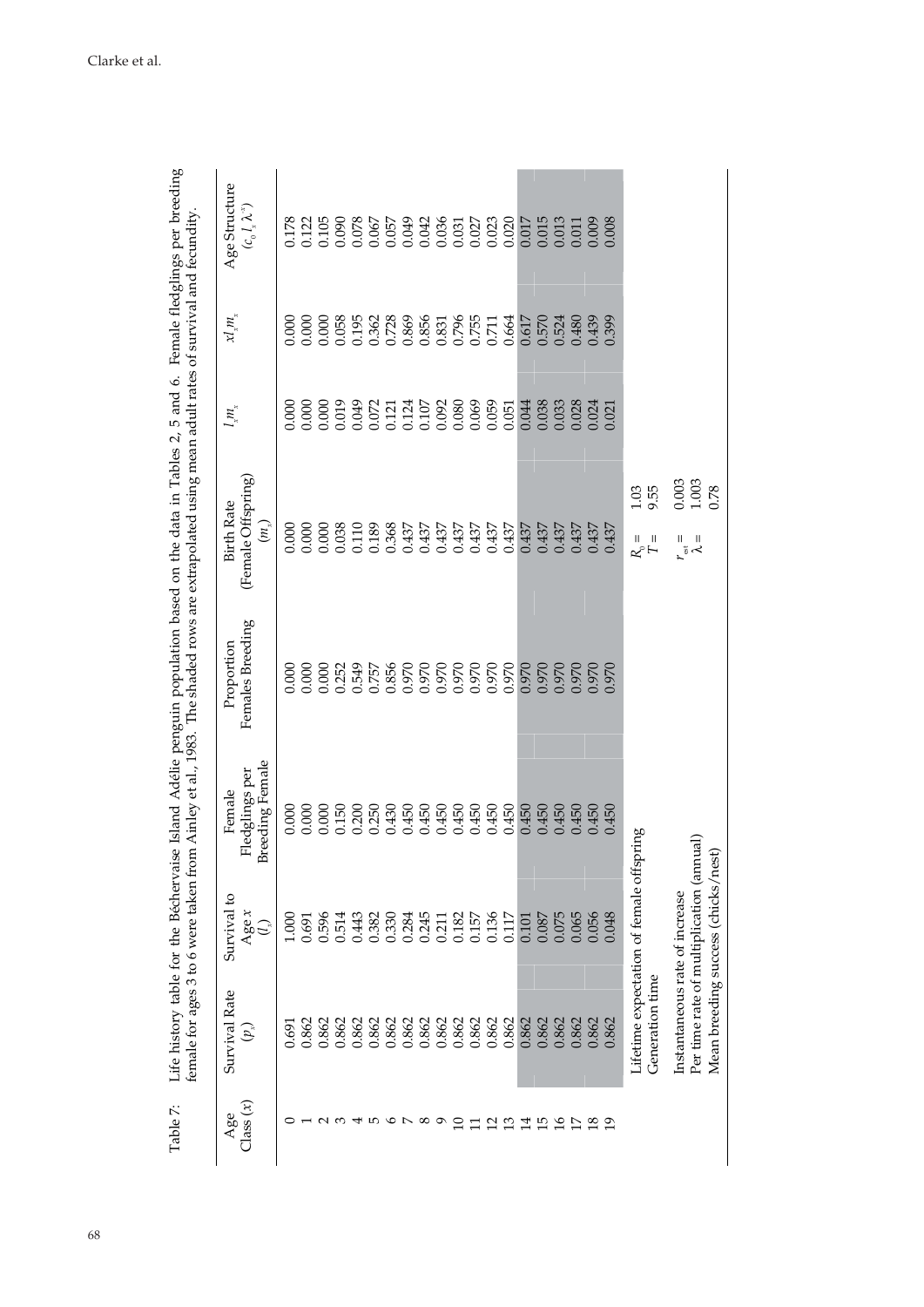Table 7: Life history table for the Béchervaise Island Adélie penguin population based on the data in Tables 2, 5 and 6. Female fledglings per breeding female for ages 3 to 6 were taken from Ainley et al., 1983. The shaded rows are extrapolated using mean adult rates of survival and fecundity.

| Age Class ($x$) | Survival Rate ($p_x$) | Survival to Age $x$ ($l_x$) | Female Fledglings per Breeding Female | Proportion Females Breeding | Birth Rate (Female Offspring) ($m_x$) | $l_x m_x$ | $x l_x m_x$ | Age Structure ($c_0 l_x \lambda^{-x}$) |
|---|---|---|---|---|---|---|---|---|
| 0 | 0.691 | 1.000 | 0.000 | 0.000 | 0.000 | 0.000 | 0.000 | 0.178 |
| 1 | 0.862 | 0.691 | 0.000 | 0.000 | 0.000 | 0.000 | 0.000 | 0.122 |
| 2 | 0.862 | 0.596 | 0.000 | 0.000 | 0.000 | 0.000 | 0.000 | 0.105 |
| 3 | 0.862 | 0.514 | 0.150 | 0.252 | 0.038 | 0.019 | 0.058 | 0.090 |
| 4 | 0.862 | 0.443 | 0.200 | 0.549 | 0.110 | 0.049 | 0.195 | 0.078 |
| 5 | 0.862 | 0.382 | 0.250 | 0.757 | 0.189 | 0.072 | 0.362 | 0.067 |
| 6 | 0.862 | 0.330 | 0.430 | 0.856 | 0.368 | 0.121 | 0.728 | 0.057 |
| 7 | 0.862 | 0.284 | 0.450 | 0.970 | 0.437 | 0.124 | 0.869 | 0.049 |
| 8 | 0.862 | 0.245 | 0.450 | 0.970 | 0.437 | 0.107 | 0.856 | 0.042 |
| 9 | 0.862 | 0.211 | 0.450 | 0.970 | 0.437 | 0.092 | 0.831 | 0.036 |
| 10 | 0.862 | 0.182 | 0.450 | 0.970 | 0.437 | 0.080 | 0.796 | 0.031 |
| 11 | 0.862 | 0.157 | 0.450 | 0.970 | 0.437 | 0.069 | 0.755 | 0.027 |
| 12 | 0.862 | 0.136 | 0.450 | 0.970 | 0.437 | 0.059 | 0.711 | 0.023 |
| 13 | 0.862 | 0.117 | 0.450 | 0.970 | 0.437 | 0.051 | 0.664 | 0.020 |
| 14 | 0.862 | 0.101 | 0.450 | 0.970 | 0.437 | 0.044 | 0.617 | 0.017 |
| 15 | 0.862 | 0.087 | 0.450 | 0.970 | 0.437 | 0.038 | 0.570 | 0.015 |
| 16 | 0.862 | 0.075 | 0.450 | 0.970 | 0.437 | 0.033 | 0.524 | 0.013 |
| 17 | 0.862 | 0.065 | 0.450 | 0.970 | 0.437 | 0.028 | 0.480 | 0.011 |
| 18 | 0.862 | 0.056 | 0.450 | 0.970 | 0.437 | 0.024 | 0.439 | 0.009 |
| 19 | 0.862 | 0.048 | 0.450 | 0.970 | 0.437 | 0.021 | 0.399 | 0.008 |

| | | |
|---|---|---|
| Lifetime expectation of female offspring | $R_0 =$ | 1.03 |
| Generation time | $T =$ | 9.55 |
| Instantaneous rate of increase | $r_{est} =$ | 0.003 |
| Per time rate of multiplication (annual) | $\lambda =$ | 1.003 |
| Mean breeding success (chicks/nest) | | 0.78 |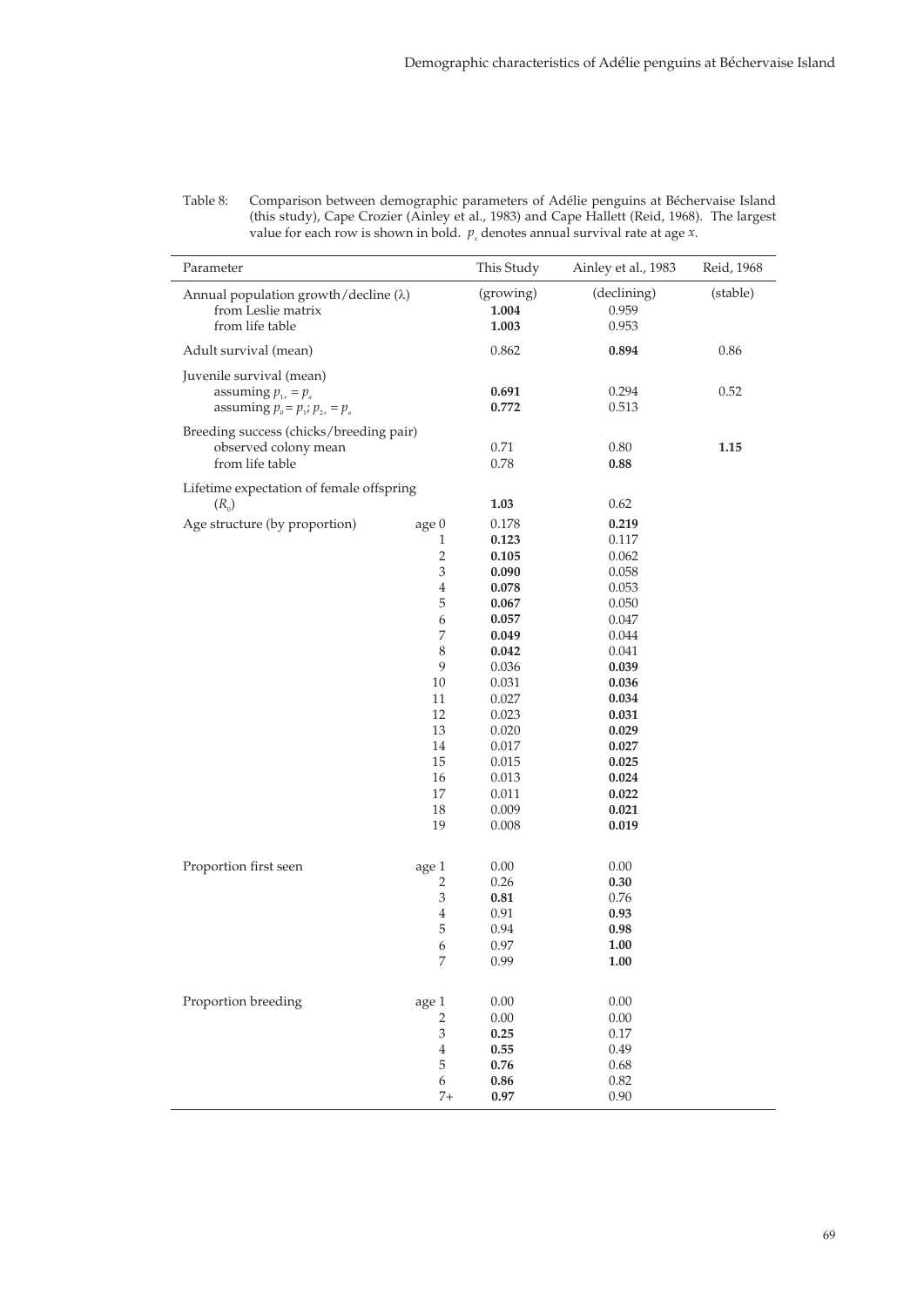Table 8: Comparison between demographic parameters of Adélie penguins at Béchervaise Island (this study), Cape Crozier (Ainley et al., 1983) and Cape Hallett (Reid, 1968). The largest value for each row is shown in bold. $p_x$ denotes annual survival rate at age $x$.

| Parameter | | This Study | Ainley et al., 1983 | Reid, 1968 |
|---|---|---|---|---|
| Annual population growth/decline (λ) | | (growing) | (declining) | (stable) |
| from Leslie matrix | | **1.004** | 0.959 | |
| from life table | | **1.003** | 0.953 | |
| Adult survival (mean) | | 0.862 | **0.894** | 0.86 |
| Juvenile survival (mean) | | | | |
| assuming $p_{1+} = p_a$ | | **0.691** | 0.294 | 0.52 |
| assuming $p_0 = p_1$; $p_{2+} = p_a$ | | **0.772** | 0.513 | |
| Breeding success (chicks/breeding pair) | | | | |
| observed colony mean | | 0.71 | 0.80 | **1.15** |
| from life table | | 0.78 | **0.88** | |
| Lifetime expectation of female offspring ($R_0$) | | **1.03** | 0.62 | |
| Age structure (by proportion) | age 0 | 0.178 | **0.219** | |
| | 1 | **0.123** | 0.117 | |
| | 2 | **0.105** | 0.062 | |
| | 3 | **0.090** | 0.058 | |
| | 4 | **0.078** | 0.053 | |
| | 5 | **0.067** | 0.050 | |
| | 6 | **0.057** | 0.047 | |
| | 7 | **0.049** | 0.044 | |
| | 8 | **0.042** | 0.041 | |
| | 9 | 0.036 | **0.039** | |
| | 10 | 0.031 | **0.036** | |
| | 11 | 0.027 | **0.034** | |
| | 12 | 0.023 | **0.031** | |
| | 13 | 0.020 | **0.029** | |
| | 14 | 0.017 | **0.027** | |
| | 15 | 0.015 | **0.025** | |
| | 16 | 0.013 | **0.024** | |
| | 17 | 0.011 | **0.022** | |
| | 18 | 0.009 | **0.021** | |
| | 19 | 0.008 | **0.019** | |
| Proportion first seen | age 1 | 0.00 | 0.00 | |
| | 2 | 0.26 | **0.30** | |
| | 3 | **0.81** | 0.76 | |
| | 4 | 0.91 | **0.93** | |
| | 5 | 0.94 | **0.98** | |
| | 6 | 0.97 | **1.00** | |
| | 7 | 0.99 | **1.00** | |
| Proportion breeding | age 1 | 0.00 | 0.00 | |
| | 2 | 0.00 | 0.00 | |
| | 3 | **0.25** | 0.17 | |
| | 4 | **0.55** | 0.49 | |
| | 5 | **0.76** | 0.68 | |
| | 6 | **0.86** | 0.82 | |
| | 7+ | **0.97** | 0.90 | |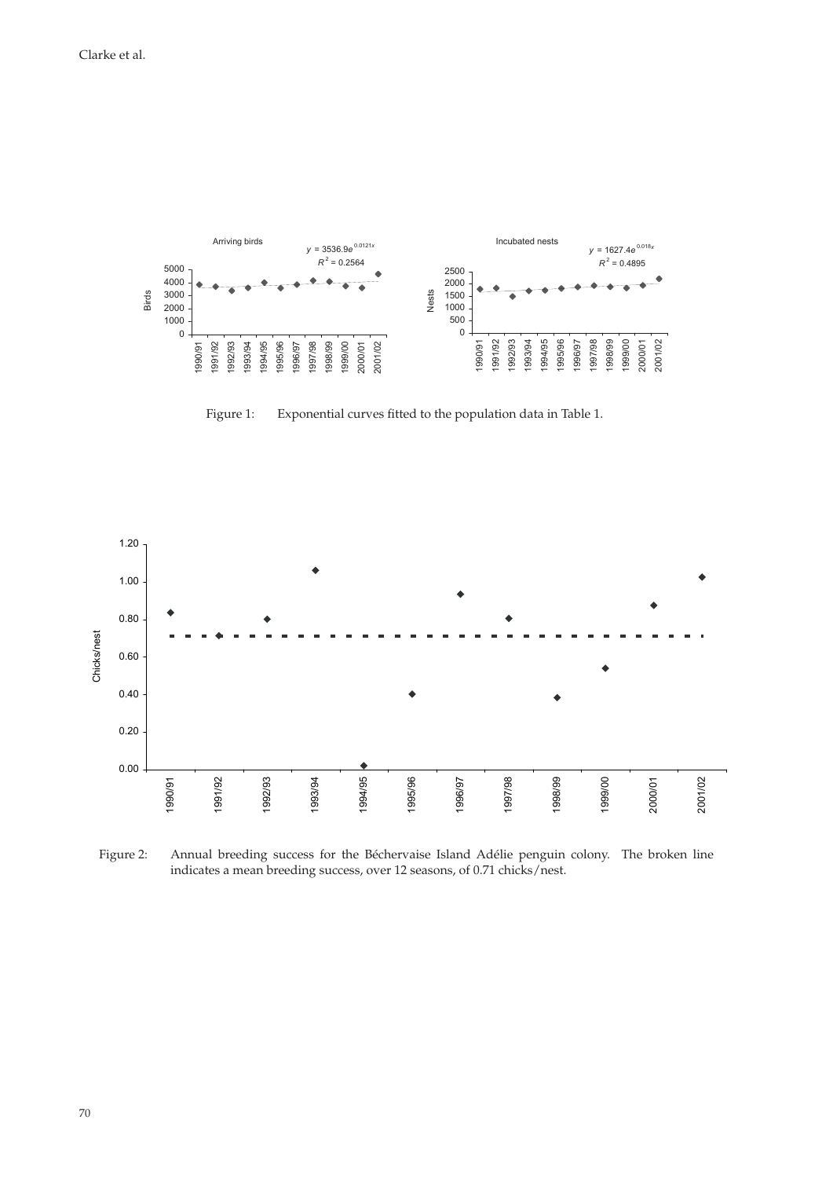Figure 1: Exponential curves fitted to the population data in Table 1.

Figure 2: Annual breeding success for the Béchervaise Island Adélie penguin colony. The broken line indicates a mean breeding success, over 12 seasons, of 0.71 chicks/nest.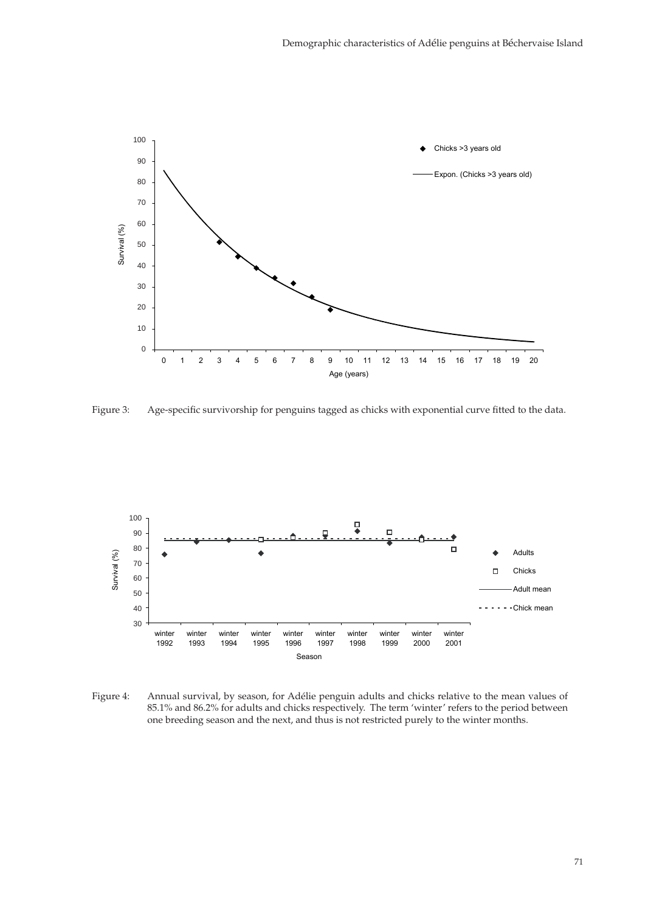Figure 3: Age-specific survivorship for penguins tagged as chicks with exponential curve fitted to the data.

Figure 4: Annual survival, by season, for Adélie penguin adults and chicks relative to the mean values of 85.1% and 86.2% for adults and chicks respectively. The term 'winter' refers to the period between one breeding season and the next, and thus is not restricted purely to the winter months.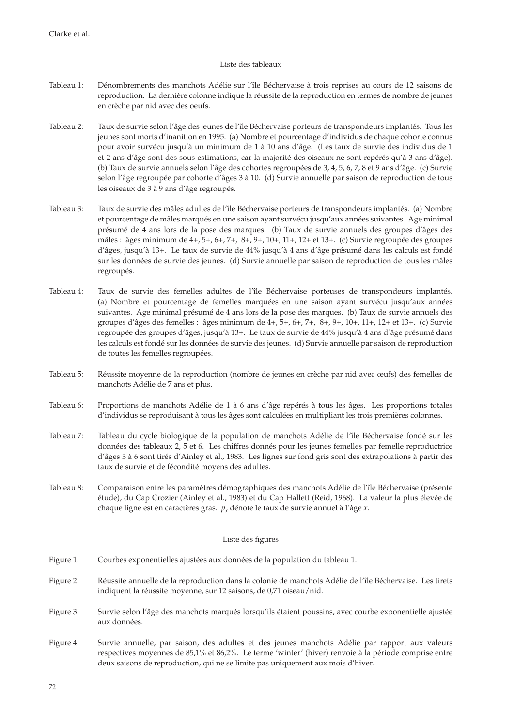## Liste des tableaux

Tableau 1: Dénombrements des manchots Adélie sur l'île Béchervaise à trois reprises au cours de 12 saisons de reproduction. La dernière colonne indique la réussite de la reproduction en termes de nombre de jeunes en crèche par nid avec des oeufs.

Tableau 2: Taux de survie selon l'âge des jeunes de l'île Béchervaise porteurs de transpondeurs implantés. Tous les jeunes sont morts d'inanition en 1995. (a) Nombre et pourcentage d'individus de chaque cohorte connus pour avoir survécu jusqu'à un minimum de 1 à 10 ans d'âge. (Les taux de survie des individus de 1 et 2 ans d'âge sont des sous-estimations, car la majorité des oiseaux ne sont repérés qu'à 3 ans d'âge). (b) Taux de survie annuels selon l'âge des cohortes regroupées de 3, 4, 5, 6, 7, 8 et 9 ans d'âge. (c) Survie selon l'âge regroupée par cohorte d'âges 3 à 10. (d) Survie annuelle par saison de reproduction de tous les oiseaux de 3 à 9 ans d'âge regroupés.

Tableau 3: Taux de survie des mâles adultes de l'île Béchervaise porteurs de transpondeurs implantés. (a) Nombre et pourcentage de mâles marqués en une saison ayant survécu jusqu'aux années suivantes. Age minimal présumé de 4 ans lors de la pose des marques. (b) Taux de survie annuels des groupes d'âges des mâles : âges minimum de 4+, 5+, 6+, 7+, 8+, 9+, 10+, 11+, 12+ et 13+. (c) Survie regroupée des groupes d'âges, jusqu'à 13+. Le taux de survie de 44% jusqu'à 4 ans d'âge présumé dans les calculs est fondé sur les données de survie des jeunes. (d) Survie annuelle par saison de reproduction de tous les mâles regroupés.

Tableau 4: Taux de survie des femelles adultes de l'île Béchervaise porteuses de transpondeurs implantés. (a) Nombre et pourcentage de femelles marquées en une saison ayant survécu jusqu'aux années suivantes. Age minimal présumé de 4 ans lors de la pose des marques. (b) Taux de survie annuels des groupes d'âges des femelles : âges minimum de 4+, 5+, 6+, 7+, 8+, 9+, 10+, 11+, 12+ et 13+. (c) Survie regroupée des groupes d'âges, jusqu'à 13+. Le taux de survie de 44% jusqu'à 4 ans d'âge présumé dans les calculs est fondé sur les données de survie des jeunes. (d) Survie annuelle par saison de reproduction de toutes les femelles regroupées.

Tableau 5: Réussite moyenne de la reproduction (nombre de jeunes en crèche par nid avec œufs) des femelles de manchots Adélie de 7 ans et plus.

Tableau 6: Proportions de manchots Adélie de 1 à 6 ans d'âge repérés à tous les âges. Les proportions totales d'individus se reproduisant à tous les âges sont calculées en multipliant les trois premières colonnes.

Tableau 7: Tableau du cycle biologique de la population de manchots Adélie de l'île Béchervaise fondé sur les données des tableaux 2, 5 et 6. Les chiffres donnés pour les jeunes femelles par femelle reproductrice d'âges 3 à 6 sont tirés d'Ainley et al., 1983. Les lignes sur fond gris sont des extrapolations à partir des taux de survie et de fécondité moyens des adultes.

Tableau 8: Comparaison entre les paramètres démographiques des manchots Adélie de l'île Béchervaise (présente étude), du Cap Crozier (Ainley et al., 1983) et du Cap Hallett (Reid, 1968). La valeur la plus élevée de chaque ligne est en caractères gras. $p_x$ dénote le taux de survie annuel à l'âge $x$.

## Liste des figures

Figure 1: Courbes exponentielles ajustées aux données de la population du tableau 1.

Figure 2: Réussite annuelle de la reproduction dans la colonie de manchots Adélie de l'île Béchervaise. Les tirets indiquent la réussite moyenne, sur 12 saisons, de 0,71 oiseau/nid.

Figure 3: Survie selon l'âge des manchots marqués lorsqu'ils étaient poussins, avec courbe exponentielle ajustée aux données.

Figure 4: Survie annuelle, par saison, des adultes et des jeunes manchots Adélie par rapport aux valeurs respectives moyennes de 85,1% et 86,2%. Le terme 'winter' (hiver) renvoie à la période comprise entre deux saisons de reproduction, qui ne se limite pas uniquement aux mois d'hiver.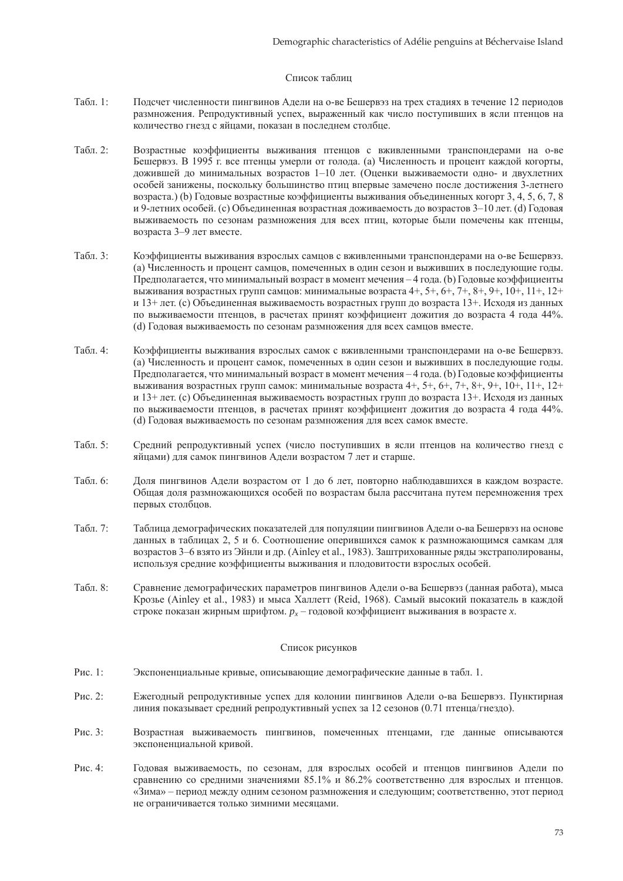Список таблиц

Табл. 1: Подсчет численности пингвинов Адели на о-ве Бешервэз на трех стадиях в течение 12 периодов размножения. Репродуктивный успех, выраженный как число поступивших в ясли птенцов на количество гнезд с яйцами, показан в последнем столбце.

Табл. 2: Возрастные коэффициенты выживания птенцов с вживленными транспондерами на о-ве Бешервэз. В 1995 г. все птенцы умерли от голода. (a) Численность и процент каждой когорты, дожившей до минимальных возрастов 1–10 лет. (Оценки выживаемости одно- и двухлетних особей занижены, поскольку большинство птиц впервые замечено после достижения 3-летнего возраста.) (b) Годовые возрастные коэффициенты выживания объединенных когорт 3, 4, 5, 6, 7, 8 и 9-летних особей. (c) Объединенная возрастная доживаемость до возрастов 3–10 лет. (d) Годовая выживаемость по сезонам размножения для всех птиц, которые были помечены как птенцы, возраста 3–9 лет вместе.

Табл. 3: Коэффициенты выживания взрослых самцов с вживленными транспондерами на о-ве Бешервэз. (a) Численность и процент самцов, помеченных в один сезон и выживших в последующие годы. Предполагается, что минимальный возраст в момент мечения – 4 года. (b) Годовые коэффициенты выживания возрастных групп самцов: минимальные возраста 4+, 5+, 6+, 7+, 8+, 9+, 10+, 11+, 12+ и 13+ лет. (c) Объединенная выживаемость возрастных групп до возраста 13+. Исходя из данных по выживаемости птенцов, в расчетах принят коэффициент дожития до возраста 4 года 44%. (d) Годовая выживаемость по сезонам размножения для всех самцов вместе.

Табл. 4: Коэффициенты выживания взрослых самок с вживленными транспондерами на о-ве Бешервэз. (a) Численность и процент самок, помеченных в один сезон и выживших в последующие годы. Предполагается, что минимальный возраст в момент мечения – 4 года. (b) Годовые коэффициенты выживания возрастных групп самок: минимальные возраста 4+, 5+, 6+, 7+, 8+, 9+, 10+, 11+, 12+ и 13+ лет. (c) Объединенная выживаемость возрастных групп до возраста 13+. Исходя из данных по выживаемости птенцов, в расчетах принят коэффициент дожития до возраста 4 года 44%. (d) Годовая выживаемость по сезонам размножения для всех самок вместе.

Табл. 5: Средний репродуктивный успех (число поступивших в ясли птенцов на количество гнезд с яйцами) для самок пингвинов Адели возрастом 7 лет и старше.

Табл. 6: Доля пингвинов Адели возрастом от 1 до 6 лет, повторно наблюдавшихся в каждом возрасте. Общая доля размножающихся особей по возрастам была рассчитана путем перемножения трех первых столбцов.

Табл. 7: Таблица демографических показателей для популяции пингвинов Адели о-ва Бешервэз на основе данных в таблицах 2, 5 и 6. Соотношение оперившихся самок к размножающимся самкам для возрастов 3–6 взято из Эйнли и др. (Ainley et al., 1983). Заштрихованные ряды экстраполированы, используя средние коэффициенты выживания и плодовитости взрослых особей.

Табл. 8: Сравнение демографических параметров пингвинов Адели о-ва Бешервэз (данная работа), мыса Крозье (Ainley et al., 1983) и мыса Халлетт (Reid, 1968). Самый высокий показатель в каждой строке показан жирным шрифтом. $p_x$ – годовой коэффициент выживания в возрасте $x$.

Список рисунков

Рис. 1: Экспоненциальные кривые, описывающие демографические данные в табл. 1.

Рис. 2: Ежегодный репродуктивные успех для колонии пингвинов Адели о-ва Бешервэз. Пунктирная линия показывает средний репродуктивный успех за 12 сезонов (0.71 птенца/гнездо).

Рис. 3: Возрастная выживаемость пингвинов, помеченных птенцами, где данные описываются экспоненциальной кривой.

Рис. 4: Годовая выживаемость, по сезонам, для взрослых особей и птенцов пингвинов Адели по сравнению со средними значениями 85.1% и 86.2% соответственно для взрослых и птенцов. «Зима» – период между одним сезоном размножения и следующим; соответственно, этот период не ограничивается только зимними месяцами.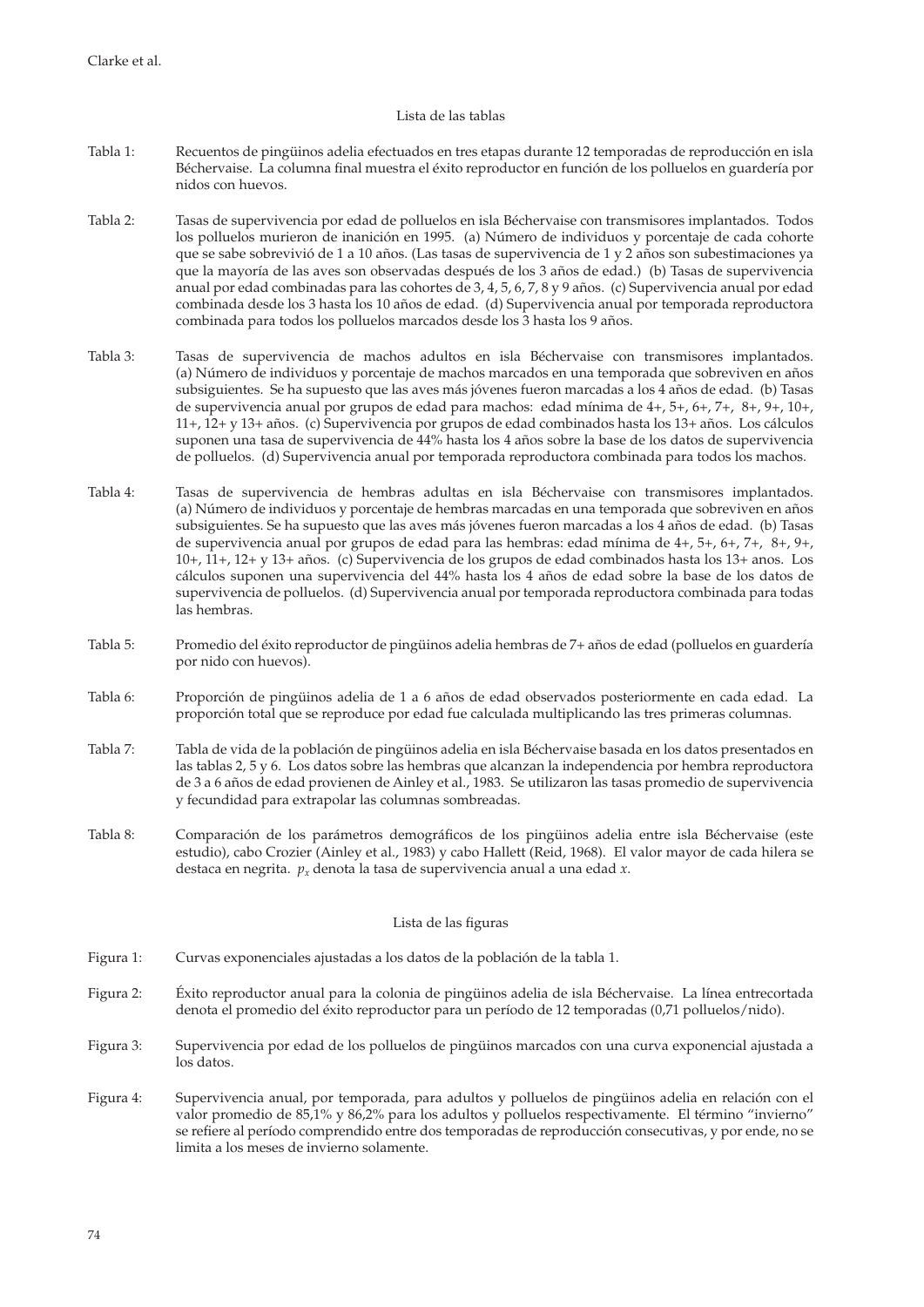## Lista de las tablas

Tabla 1: Recuentos de pingüinos adelia efectuados en tres etapas durante 12 temporadas de reproducción en isla Béchervaise. La columna final muestra el éxito reproductor en función de los polluelos en guardería por nidos con huevos.

Tabla 2: Tasas de supervivencia por edad de polluelos en isla Béchervaise con transmisores implantados. Todos los polluelos murieron de inanición en 1995. (a) Número de individuos y porcentaje de cada cohorte que se sabe sobrevivió de 1 a 10 años. (Las tasas de supervivencia de 1 y 2 años son subestimaciones ya que la mayoría de las aves son observadas después de los 3 años de edad.) (b) Tasas de supervivencia anual por edad combinadas para las cohortes de 3, 4, 5, 6, 7, 8 y 9 años. (c) Supervivencia anual por edad combinada desde los 3 hasta los 10 años de edad. (d) Supervivencia anual por temporada reproductora combinada para todos los polluelos marcados desde los 3 hasta los 9 años.

Tabla 3: Tasas de supervivencia de machos adultos en isla Béchervaise con transmisores implantados. (a) Número de individuos y porcentaje de machos marcados en una temporada que sobreviven en años subsiguientes. Se ha supuesto que las aves más jóvenes fueron marcadas a los 4 años de edad. (b) Tasas de supervivencia anual por grupos de edad para machos: edad mínima de 4+, 5+, 6+, 7+, 8+, 9+, 10+, 11+, 12+ y 13+ años. (c) Supervivencia por grupos de edad combinados hasta los 13+ años. Los cálculos suponen una tasa de supervivencia de 44% hasta los 4 años sobre la base de los datos de supervivencia de polluelos. (d) Supervivencia anual por temporada reproductora combinada para todos los machos.

Tabla 4: Tasas de supervivencia de hembras adultas en isla Béchervaise con transmisores implantados. (a) Número de individuos y porcentaje de hembras marcadas en una temporada que sobreviven en años subsiguientes. Se ha supuesto que las aves más jóvenes fueron marcadas a los 4 años de edad. (b) Tasas de supervivencia anual por grupos de edad para las hembras: edad mínima de 4+, 5+, 6+, 7+, 8+, 9+, 10+, 11+, 12+ y 13+ años. (c) Supervivencia de los grupos de edad combinados hasta los 13+ anos. Los cálculos suponen una supervivencia del 44% hasta los 4 años de edad sobre la base de los datos de supervivencia de polluelos. (d) Supervivencia anual por temporada reproductora combinada para todas las hembras.

Tabla 5: Promedio del éxito reproductor de pingüinos adelia hembras de 7+ años de edad (polluelos en guardería por nido con huevos).

Tabla 6: Proporción de pingüinos adelia de 1 a 6 años de edad observados posteriormente en cada edad. La proporción total que se reproduce por edad fue calculada multiplicando las tres primeras columnas.

Tabla 7: Tabla de vida de la población de pingüinos adelia en isla Béchervaise basada en los datos presentados en las tablas 2, 5 y 6. Los datos sobre las hembras que alcanzan la independencia por hembra reproductora de 3 a 6 años de edad provienen de Ainley et al., 1983. Se utilizaron las tasas promedio de supervivencia y fecundidad para extrapolar las columnas sombreadas.

Tabla 8: Comparación de los parámetros demográficos de los pingüinos adelia entre isla Béchervaise (este estudio), cabo Crozier (Ainley et al., 1983) y cabo Hallett (Reid, 1968). El valor mayor de cada hilera se destaca en negrita. $p_x$ denota la tasa de supervivencia anual a una edad $x$.

## Lista de las figuras

Figura 1: Curvas exponenciales ajustadas a los datos de la población de la tabla 1.

Figura 2: Éxito reproductor anual para la colonia de pingüinos adelia de isla Béchervaise. La línea entrecortada denota el promedio del éxito reproductor para un período de 12 temporadas (0,71 polluelos/nido).

Figura 3: Supervivencia por edad de los polluelos de pingüinos marcados con una curva exponencial ajustada a los datos.

Figura 4: Supervivencia anual, por temporada, para adultos y polluelos de pingüinos adelia en relación con el valor promedio de 85,1% y 86,2% para los adultos y polluelos respectivamente. El término "invierno" se refiere al período comprendido entre dos temporadas de reproducción consecutivas, y por ende, no se limita a los meses de invierno solamente.